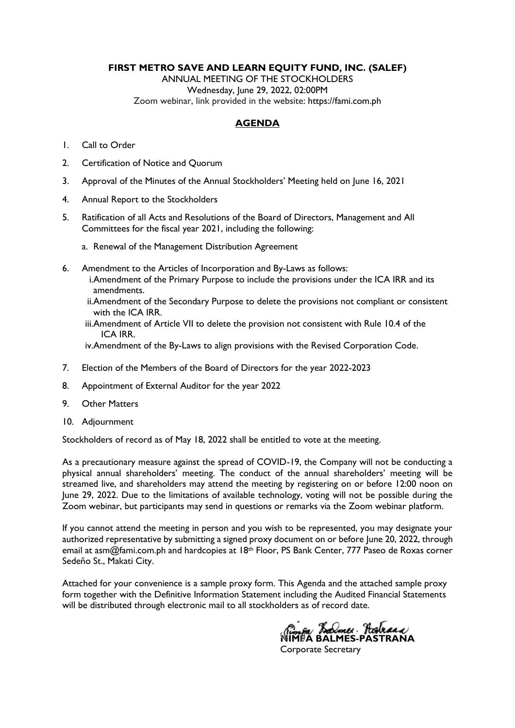**FIRST METRO SAVE AND LEARN EQUITY FUND, INC. (SALEF)**

ANNUAL MEETING OF THE STOCKHOLDERS
Wednesday, June 29, 2022, 02:00PM
Zoom webinar, link provided in the website: https://fami.com.ph

## AGENDA

1. Call to Order
2. Certification of Notice and Quorum
3. Approval of the Minutes of the Annual Stockholders' Meeting held on June 16, 2021
4. Annual Report to the Stockholders
5. Ratification of all Acts and Resolutions of the Board of Directors, Management and All Committees for the fiscal year 2021, including the following:
    a. Renewal of the Management Distribution Agreement
6. Amendment to the Articles of Incorporation and By-Laws as follows:
    i. Amendment of the Primary Purpose to include the provisions under the ICA IRR and its amendments.
    ii. Amendment of the Secondary Purpose to delete the provisions not compliant or consistent with the ICA IRR.
    iii. Amendment of Article VII to delete the provision not consistent with Rule 10.4 of the ICA IRR.
    iv. Amendment of the By-Laws to align provisions with the Revised Corporation Code.
7. Election of the Members of the Board of Directors for the year 2022-2023
8. Appointment of External Auditor for the year 2022
9. Other Matters
10. Adjournment

Stockholders of record as of May 18, 2022 shall be entitled to vote at the meeting.

As a precautionary measure against the spread of COVID-19, the Company will not be conducting a physical annual shareholders' meeting. The conduct of the annual shareholders' meeting will be streamed live, and shareholders may attend the meeting by registering on or before 12:00 noon on June 29, 2022. Due to the limitations of available technology, voting will not be possible during the Zoom webinar, but participants may send in questions or remarks via the Zoom webinar platform.

If you cannot attend the meeting in person and you wish to be represented, you may designate your authorized representative by submitting a signed proxy document on or before June 20, 2022, through email at asm@fami.com.ph and hardcopies at 18th Floor, PS Bank Center, 777 Paseo de Roxas corner Sedeño St., Makati City.

Attached for your convenience is a sample proxy form. This Agenda and the attached sample proxy form together with the Definitive Information Statement including the Audited Financial Statements will be distributed through electronic mail to all stockholders as of record date.

**NIMFA BALMES-PASTRANA**
Corporate Secretary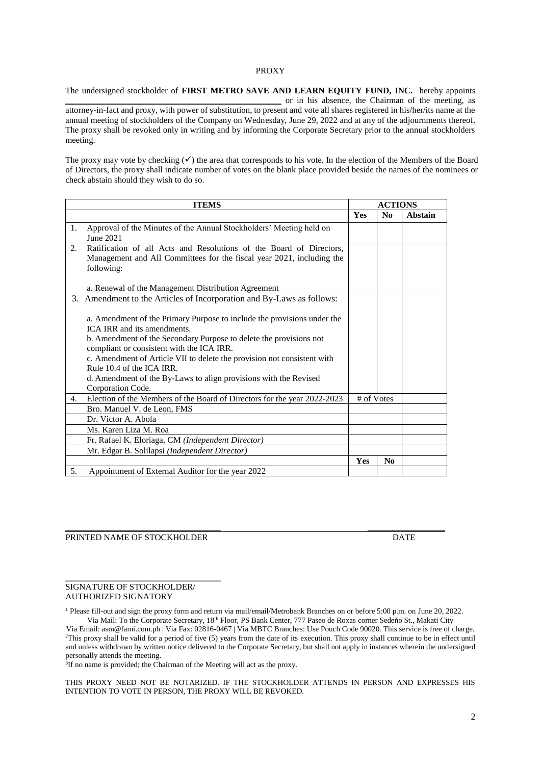PROXY

The undersigned stockholder of **FIRST METRO SAVE AND LEARN EQUITY FUND, INC.** hereby appoints \_\_\_\_\_\_\_\_\_\_\_\_\_\_\_\_\_\_\_\_\_\_\_\_\_\_\_\_\_\_\_\_\_\_\_\_\_\_\_\_ or in his absence, the Chairman of the meeting, as attorney-in-fact and proxy, with power of substitution, to present and vote all shares registered in his/her/its name at the annual meeting of stockholders of the Company on Wednesday, June 29, 2022 and at any of the adjournments thereof. The proxy shall be revoked only in writing and by informing the Corporate Secretary prior to the annual stockholders meeting.

The proxy may vote by checking (✓) the area that corresponds to his vote. In the election of the Members of the Board of Directors, the proxy shall indicate number of votes on the blank place provided beside the names of the nominees or check abstain should they wish to do so.

| **ITEMS** | **ACTIONS** | | |
|---|---|---|---|
| | **Yes** | **No** | **Abstain** |
| 1. Approval of the Minutes of the Annual Stockholders' Meeting held on June 2021 | | | |
| 2. Ratification of all Acts and Resolutions of the Board of Directors, Management and All Committees for the fiscal year 2021, including the following:<br><br>a. Renewal of the Management Distribution Agreement | | | |
| 3. Amendment to the Articles of Incorporation and By-Laws as follows:<br><br>a. Amendment of the Primary Purpose to include the provisions under the ICA IRR and its amendments.<br>b. Amendment of the Secondary Purpose to delete the provisions not compliant or consistent with the ICA IRR.<br>c. Amendment of Article VII to delete the provision not consistent with Rule 10.4 of the ICA IRR.<br>d. Amendment of the By-Laws to align provisions with the Revised Corporation Code. | | | |
| 4. Election of the Members of the Board of Directors for the year 2022-2023 | # of Votes | | |
| Bro. Manuel V. de Leon, FMS | | | |
| Dr. Victor A. Abola | | | |
| Ms. Karen Liza M. Roa | | | |
| Fr. Rafael K. Eloriaga, CM *(Independent Director)* | | | |
| Mr. Edgar B. Solilapsi *(Independent Director)* | | | |
| | **Yes** | **No** | |
| 5. Appointment of External Auditor for the year 2022 | | | |

\_\_\_\_\_\_\_\_\_\_\_\_\_\_\_\_\_\_\_\_\_\_\_\_\_\_\_\_\_\_\_\_\_\_\_\_\_\_\_\_ \_\_\_\_\_\_\_\_\_\_\_\_\_\_\_\_\_\_\_\_

PRINTED NAME OF STOCKHOLDER DATE

\_\_\_\_\_\_\_\_\_\_\_\_\_\_\_\_\_\_\_\_\_\_\_\_\_\_\_\_\_\_\_\_\_\_\_\_\_\_\_\_

SIGNATURE OF STOCKHOLDER/
AUTHORIZED SIGNATORY

[1] Please fill-out and sign the proxy form and return via mail/email/Metrobank Branches on or before 5:00 p.m. on June 20, 2022.
Via Mail: To the Corporate Secretary, 18th Floor, PS Bank Center, 777 Paseo de Roxas corner Sedeño St., Makati City
Via Email: asm@fami.com.ph | Via Fax: 02816-0467 | Via MBTC Branches: Use Pouch Code 90020. This service is free of charge.

[2] This proxy shall be valid for a period of five (5) years from the date of its execution. This proxy shall continue to be in effect until and unless withdrawn by written notice delivered to the Corporate Secretary, but shall not apply in instances wherein the undersigned personally attends the meeting.

[3] If no name is provided; the Chairman of the Meeting will act as the proxy.

THIS PROXY NEED NOT BE NOTARIZED. IF THE STOCKHOLDER ATTENDS IN PERSON AND EXPRESSES HIS INTENTION TO VOTE IN PERSON, THE PROXY WILL BE REVOKED.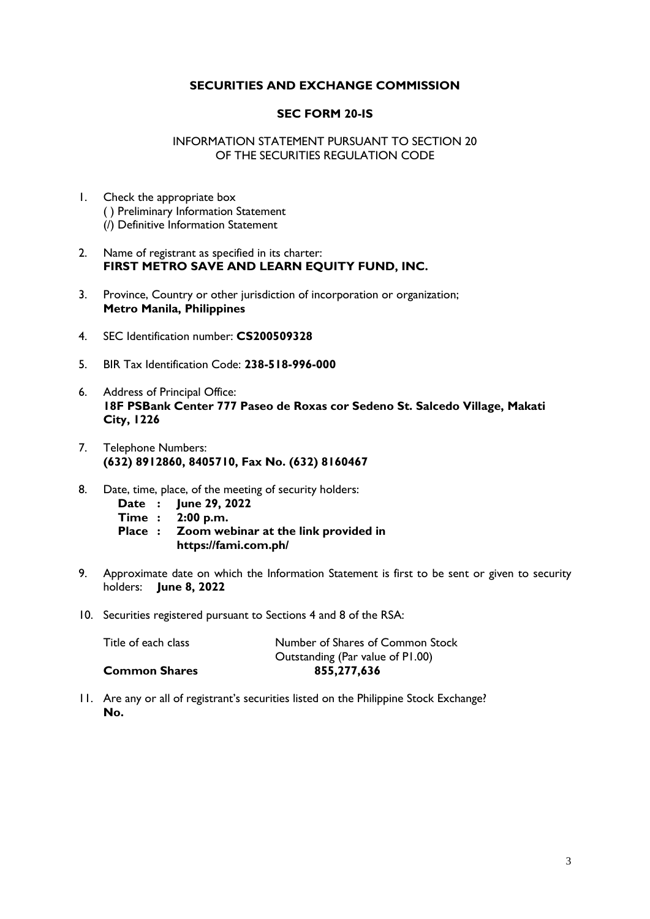**SECURITIES AND EXCHANGE COMMISSION**

**SEC FORM 20-IS**

INFORMATION STATEMENT PURSUANT TO SECTION 20
OF THE SECURITIES REGULATION CODE

1. Check the appropriate box
   ( ) Preliminary Information Statement
   (/) Definitive Information Statement

2. Name of registrant as specified in its charter:
   **FIRST METRO SAVE AND LEARN EQUITY FUND, INC.**

3. Province, Country or other jurisdiction of incorporation or organization;
   **Metro Manila, Philippines**

4. SEC Identification number: **CS200509328**

5. BIR Tax Identification Code: **238-518-996-000**

6. Address of Principal Office:
   **18F PSBank Center 777 Paseo de Roxas cor Sedeno St. Salcedo Village, Makati City, 1226**

7. Telephone Numbers:
   **(632) 8912860, 8405710, Fax No. (632) 8160467**

8. Date, time, place, of the meeting of security holders:
   **Date : June 29, 2022**
   **Time : 2:00 p.m.**
   **Place : Zoom webinar at the link provided in https://fami.com.ph/**

9. Approximate date on which the Information Statement is first to be sent or given to security holders: **June 8, 2022**

10. Securities registered pursuant to Sections 4 and 8 of the RSA:

| Title of each class | Number of Shares of Common Stock Outstanding (Par value of P1.00) |
|---|---|
| **Common Shares** | **855,277,636** |

11. Are any or all of registrant's securities listed on the Philippine Stock Exchange?
    **No.**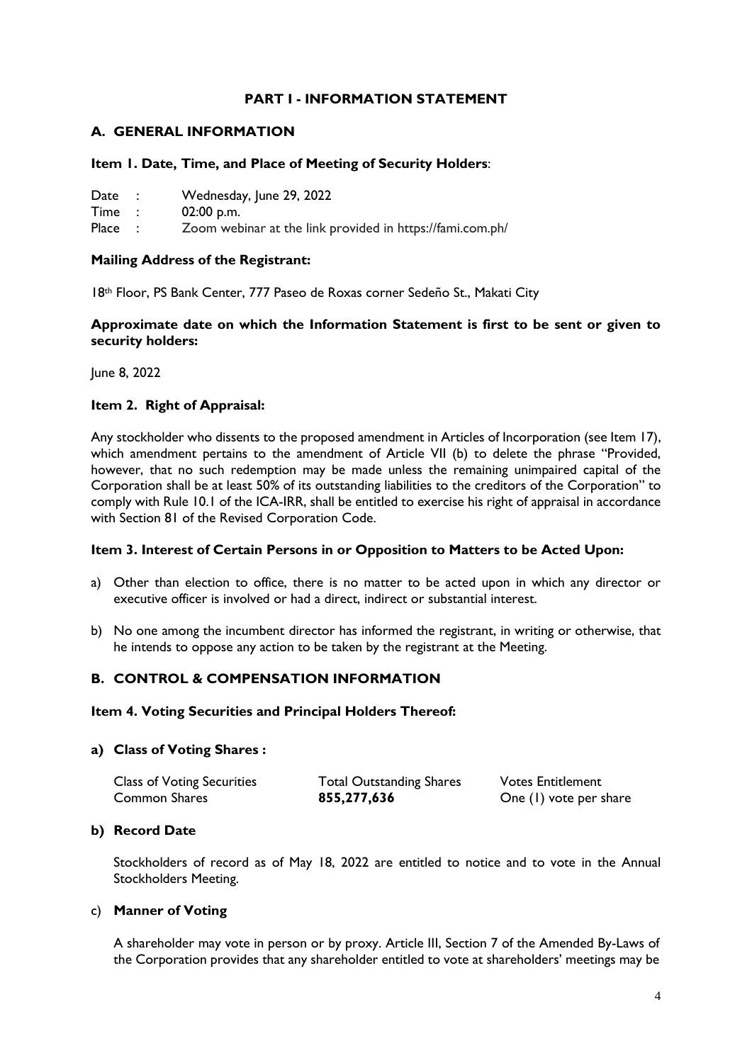## PART I - INFORMATION STATEMENT

### A. GENERAL INFORMATION

**Item 1. Date, Time, and Place of Meeting of Security Holders**:

Date : Wednesday, June 29, 2022
Time : 02:00 p.m.
Place : Zoom webinar at the link provided in https://fami.com.ph/

**Mailing Address of the Registrant:**

18th Floor, PS Bank Center, 777 Paseo de Roxas corner Sedeño St., Makati City

**Approximate date on which the Information Statement is first to be sent or given to security holders:**

June 8, 2022

**Item 2. Right of Appraisal:**

Any stockholder who dissents to the proposed amendment in Articles of Incorporation (see Item 17), which amendment pertains to the amendment of Article VII (b) to delete the phrase "Provided, however, that no such redemption may be made unless the remaining unimpaired capital of the Corporation shall be at least 50% of its outstanding liabilities to the creditors of the Corporation" to comply with Rule 10.1 of the ICA-IRR, shall be entitled to exercise his right of appraisal in accordance with Section 81 of the Revised Corporation Code.

**Item 3. Interest of Certain Persons in or Opposition to Matters to be Acted Upon:**

a) Other than election to office, there is no matter to be acted upon in which any director or executive officer is involved or had a direct, indirect or substantial interest.

b) No one among the incumbent director has informed the registrant, in writing or otherwise, that he intends to oppose any action to be taken by the registrant at the Meeting.

### B. CONTROL & COMPENSATION INFORMATION

**Item 4. Voting Securities and Principal Holders Thereof:**

**a) Class of Voting Shares :**

| Class of Voting Securities | Total Outstanding Shares | Votes Entitlement |
| --- | --- | --- |
| Common Shares | **855,277,636** | One (1) vote per share |

**b) Record Date**

Stockholders of record as of May 18, 2022 are entitled to notice and to vote in the Annual Stockholders Meeting.

c) **Manner of Voting**

A shareholder may vote in person or by proxy. Article III, Section 7 of the Amended By-Laws of the Corporation provides that any shareholder entitled to vote at shareholders' meetings may be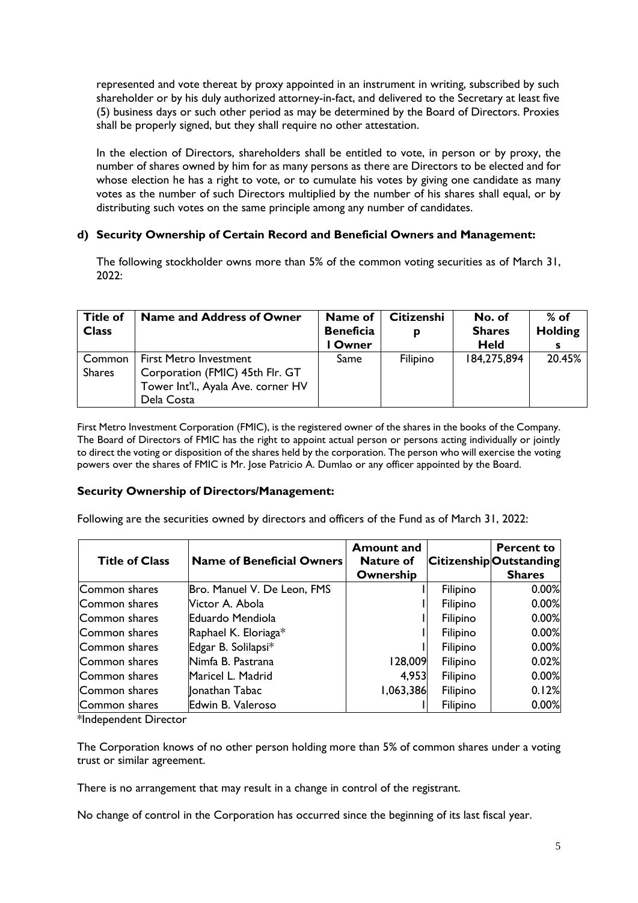represented and vote thereat by proxy appointed in an instrument in writing, subscribed by such shareholder or by his duly authorized attorney-in-fact, and delivered to the Secretary at least five (5) business days or such other period as may be determined by the Board of Directors. Proxies shall be properly signed, but they shall require no other attestation.

In the election of Directors, shareholders shall be entitled to vote, in person or by proxy, the number of shares owned by him for as many persons as there are Directors to be elected and for whose election he has a right to vote, or to cumulate his votes by giving one candidate as many votes as the number of such Directors multiplied by the number of his shares shall equal, or by distributing such votes on the same principle among any number of candidates.

### d) Security Ownership of Certain Record and Beneficial Owners and Management:

The following stockholder owns more than 5% of the common voting securities as of March 31, 2022:

| Title of Class | Name and Address of Owner | Name of Beneficial Owner | Citizenship | No. of Shares Held | % of Holdings |
|---|---|---|---|---|---|
| Common Shares | First Metro Investment Corporation (FMIC) 45th Flr. GT Tower Int'l., Ayala Ave. corner HV Dela Costa | Same | Filipino | 184,275,894 | 20.45% |

First Metro Investment Corporation (FMIC), is the registered owner of the shares in the books of the Company. The Board of Directors of FMIC has the right to appoint actual person or persons acting individually or jointly to direct the voting or disposition of the shares held by the corporation. The person who will exercise the voting powers over the shares of FMIC is Mr. Jose Patricio A. Dumlao or any officer appointed by the Board.

**Security Ownership of Directors/Management:**

Following are the securities owned by directors and officers of the Fund as of March 31, 2022:

| Title of Class | Name of Beneficial Owners | Amount and Nature of Ownership | Citizenship | Percent to Outstanding Shares |
|---|---|---|---|---|
| Common shares | Bro. Manuel V. De Leon, FMS | 1 | Filipino | 0.00% |
| Common shares | Victor A. Abola | 1 | Filipino | 0.00% |
| Common shares | Eduardo Mendiola | 1 | Filipino | 0.00% |
| Common shares | Raphael K. Eloriaga* | 1 | Filipino | 0.00% |
| Common shares | Edgar B. Solilapsi* | 1 | Filipino | 0.00% |
| Common shares | Nimfa B. Pastrana | 128,009 | Filipino | 0.02% |
| Common shares | Maricel L. Madrid | 4,953 | Filipino | 0.00% |
| Common shares | Jonathan Tabac | 1,063,386 | Filipino | 0.12% |
| Common shares | Edwin B. Valeroso | 1 | Filipino | 0.00% |

*Independent Director

The Corporation knows of no other person holding more than 5% of common shares under a voting trust or similar agreement.

There is no arrangement that may result in a change in control of the registrant.

No change of control in the Corporation has occurred since the beginning of its last fiscal year.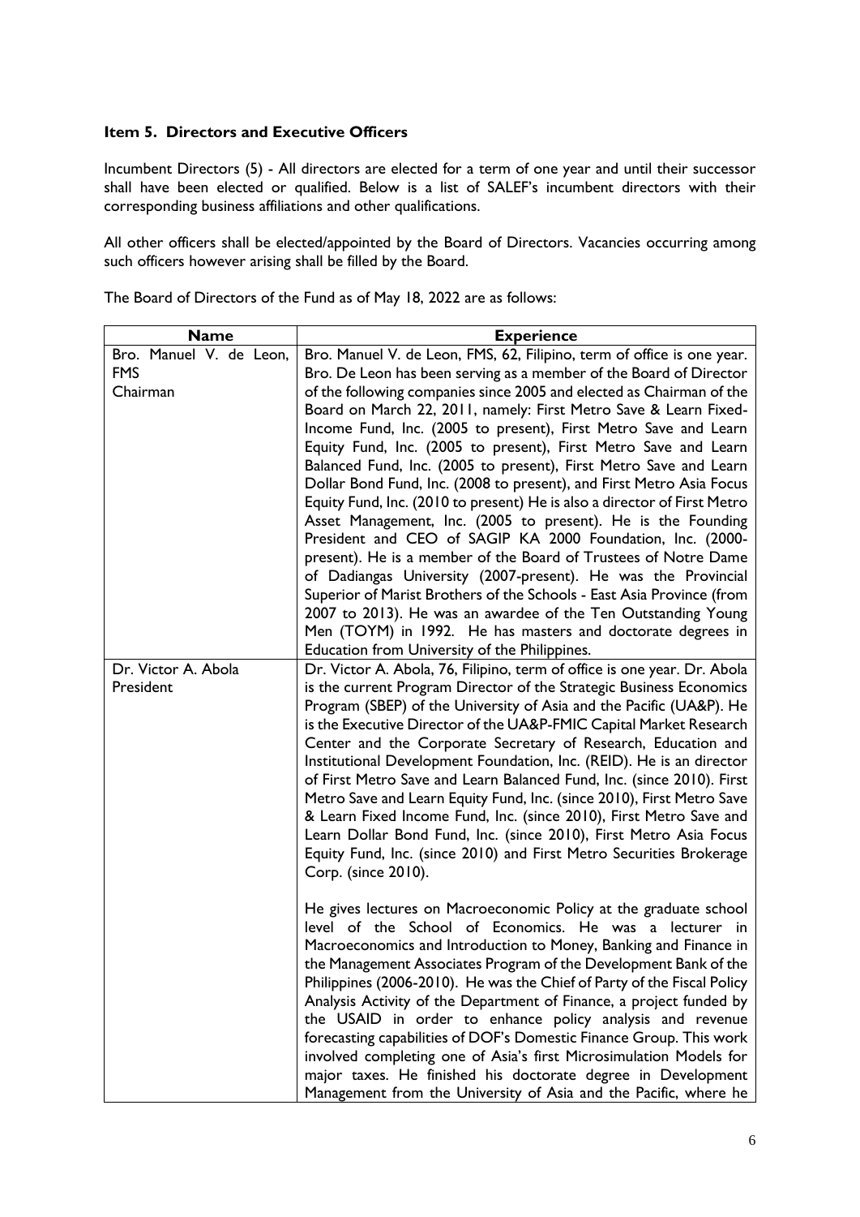### Item 5. Directors and Executive Officers

Incumbent Directors (5) - All directors are elected for a term of one year and until their successor shall have been elected or qualified. Below is a list of SALEF's incumbent directors with their corresponding business affiliations and other qualifications.

All other officers shall be elected/appointed by the Board of Directors. Vacancies occurring among such officers however arising shall be filled by the Board.

The Board of Directors of the Fund as of May 18, 2022 are as follows:

| Name | Experience |
|---|---|
| Bro. Manuel V. de Leon, FMS<br>Chairman | Bro. Manuel V. de Leon, FMS, 62, Filipino, term of office is one year. Bro. De Leon has been serving as a member of the Board of Director of the following companies since 2005 and elected as Chairman of the Board on March 22, 2011, namely: First Metro Save & Learn Fixed-Income Fund, Inc. (2005 to present), First Metro Save and Learn Equity Fund, Inc. (2005 to present), First Metro Save and Learn Balanced Fund, Inc. (2005 to present), First Metro Save and Learn Dollar Bond Fund, Inc. (2008 to present), and First Metro Asia Focus Equity Fund, Inc. (2010 to present) He is also a director of First Metro Asset Management, Inc. (2005 to present). He is the Founding President and CEO of SAGIP KA 2000 Foundation, Inc. (2000-present). He is a member of the Board of Trustees of Notre Dame of Dadiangas University (2007-present). He was the Provincial Superior of Marist Brothers of the Schools - East Asia Province (from 2007 to 2013). He was an awardee of the Ten Outstanding Young Men (TOYM) in 1992. He has masters and doctorate degrees in Education from University of the Philippines. |
| Dr. Victor A. Abola<br>President | Dr. Victor A. Abola, 76, Filipino, term of office is one year. Dr. Abola is the current Program Director of the Strategic Business Economics Program (SBEP) of the University of Asia and the Pacific (UA&P). He is the Executive Director of the UA&P-FMIC Capital Market Research Center and the Corporate Secretary of Research, Education and Institutional Development Foundation, Inc. (REID). He is an director of First Metro Save and Learn Balanced Fund, Inc. (since 2010). First Metro Save and Learn Equity Fund, Inc. (since 2010), First Metro Save & Learn Fixed Income Fund, Inc. (since 2010), First Metro Save and Learn Dollar Bond Fund, Inc. (since 2010), First Metro Asia Focus Equity Fund, Inc. (since 2010) and First Metro Securities Brokerage Corp. (since 2010).<br><br>He gives lectures on Macroeconomic Policy at the graduate school level of the School of Economics. He was a lecturer in Macroeconomics and Introduction to Money, Banking and Finance in the Management Associates Program of the Development Bank of the Philippines (2006-2010). He was the Chief of Party of the Fiscal Policy Analysis Activity of the Department of Finance, a project funded by the USAID in order to enhance policy analysis and revenue forecasting capabilities of DOF's Domestic Finance Group. This work involved completing one of Asia's first Microsimulation Models for major taxes. He finished his doctorate degree in Development Management from the University of Asia and the Pacific, where he |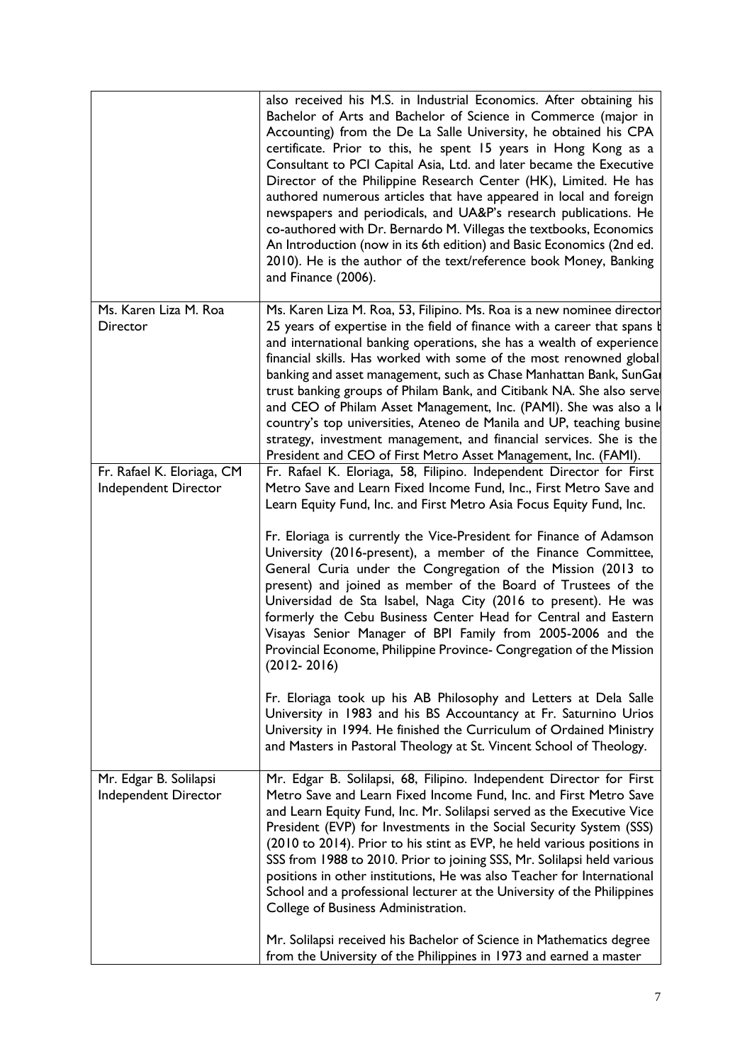| | |
|---|---|
| | also received his M.S. in Industrial Economics. After obtaining his Bachelor of Arts and Bachelor of Science in Commerce (major in Accounting) from the De La Salle University, he obtained his CPA certificate. Prior to this, he spent 15 years in Hong Kong as a Consultant to PCI Capital Asia, Ltd. and later became the Executive Director of the Philippine Research Center (HK), Limited. He has authored numerous articles that have appeared in local and foreign newspapers and periodicals, and UA&P's research publications. He co-authored with Dr. Bernardo M. Villegas the textbooks, Economics An Introduction (now in its 6th edition) and Basic Economics (2nd ed. 2010). He is the author of the text/reference book Money, Banking and Finance (2006). |
| Ms. Karen Liza M. Roa<br>Director | Ms. Karen Liza M. Roa, 53, Filipino. Ms. Roa is a new nominee director 25 years of expertise in the field of finance with a career that spans b and international banking operations, she has a wealth of experience financial skills. Has worked with some of the most renowned global banking and asset management, such as Chase Manhattan Bank, SunGa trust banking groups of Philam Bank, and Citibank NA. She also serve and CEO of Philam Asset Management, Inc. (PAMI). She was also a l country's top universities, Ateneo de Manila and UP, teaching busine strategy, investment management, and financial services. She is the President and CEO of First Metro Asset Management, Inc. (FAMI). |
| Fr. Rafael K. Eloriaga, CM<br>Independent Director | Fr. Rafael K. Eloriaga, 58, Filipino. Independent Director for First Metro Save and Learn Fixed Income Fund, Inc., First Metro Save and Learn Equity Fund, Inc. and First Metro Asia Focus Equity Fund, Inc.<br><br>Fr. Eloriaga is currently the Vice-President for Finance of Adamson University (2016-present), a member of the Finance Committee, General Curia under the Congregation of the Mission (2013 to present) and joined as member of the Board of Trustees of the Universidad de Sta Isabel, Naga City (2016 to present). He was formerly the Cebu Business Center Head for Central and Eastern Visayas Senior Manager of BPI Family from 2005-2006 and the Provincial Econome, Philippine Province- Congregation of the Mission (2012- 2016)<br><br>Fr. Eloriaga took up his AB Philosophy and Letters at Dela Salle University in 1983 and his BS Accountancy at Fr. Saturnino Urios University in 1994. He finished the Curriculum of Ordained Ministry and Masters in Pastoral Theology at St. Vincent School of Theology. |
| Mr. Edgar B. Solilapsi<br>Independent Director | Mr. Edgar B. Solilapsi, 68, Filipino. Independent Director for First Metro Save and Learn Fixed Income Fund, Inc. and First Metro Save and Learn Equity Fund, Inc. Mr. Solilapsi served as the Executive Vice President (EVP) for Investments in the Social Security System (SSS) (2010 to 2014). Prior to his stint as EVP, he held various positions in SSS from 1988 to 2010. Prior to joining SSS, Mr. Solilapsi held various positions in other institutions, He was also Teacher for International School and a professional lecturer at the University of the Philippines College of Business Administration.<br><br>Mr. Solilapsi received his Bachelor of Science in Mathematics degree from the University of the Philippines in 1973 and earned a master |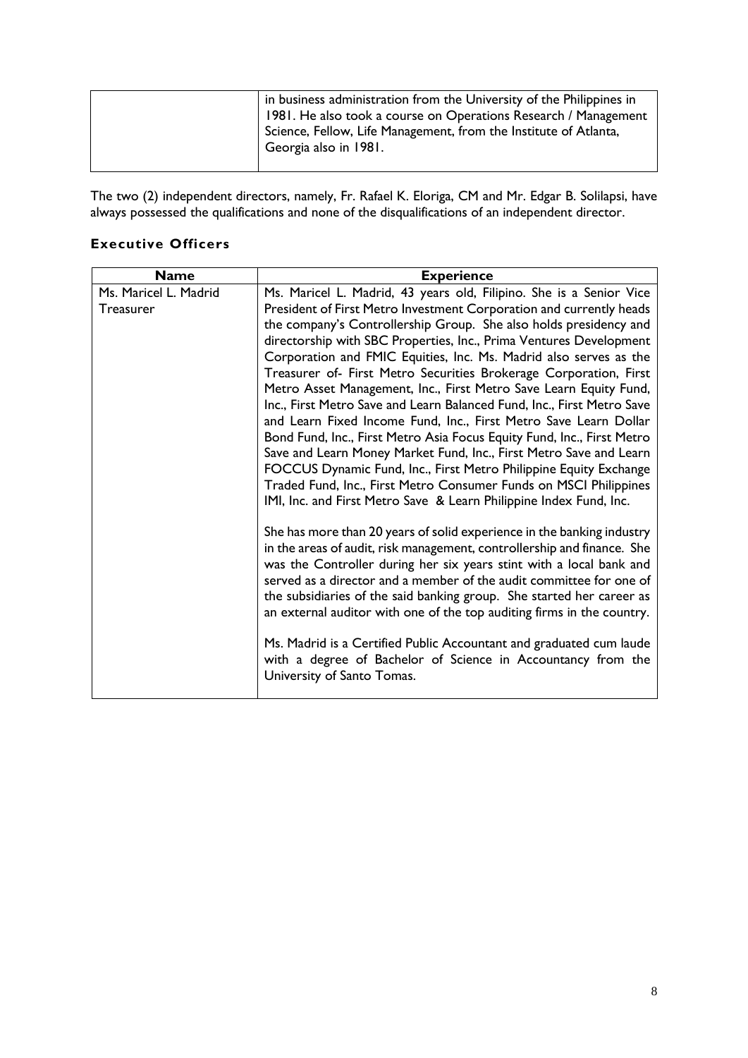| | |
|---|---|
| | in business administration from the University of the Philippines in 1981. He also took a course on Operations Research / Management Science, Fellow, Life Management, from the Institute of Atlanta, Georgia also in 1981. |

The two (2) independent directors, namely, Fr. Rafael K. Eloriga, CM and Mr. Edgar B. Solilapsi, have always possessed the qualifications and none of the disqualifications of an independent director.

### Executive Officers

| Name | Experience |
|---|---|
| Ms. Maricel L. Madrid<br>Treasurer | Ms. Maricel L. Madrid, 43 years old, Filipino. She is a Senior Vice President of First Metro Investment Corporation and currently heads the company's Controllership Group. She also holds presidency and directorship with SBC Properties, Inc., Prima Ventures Development Corporation and FMIC Equities, Inc. Ms. Madrid also serves as the Treasurer of- First Metro Securities Brokerage Corporation, First Metro Asset Management, Inc., First Metro Save Learn Equity Fund, Inc., First Metro Save and Learn Balanced Fund, Inc., First Metro Save and Learn Fixed Income Fund, Inc., First Metro Save Learn Dollar Bond Fund, Inc., First Metro Asia Focus Equity Fund, Inc., First Metro Save and Learn Money Market Fund, Inc., First Metro Save and Learn FOCCUS Dynamic Fund, Inc., First Metro Philippine Equity Exchange Traded Fund, Inc., First Metro Consumer Funds on MSCI Philippines IMI, Inc. and First Metro Save & Learn Philippine Index Fund, Inc.<br><br>She has more than 20 years of solid experience in the banking industry in the areas of audit, risk management, controllership and finance. She was the Controller during her six years stint with a local bank and served as a director and a member of the audit committee for one of the subsidiaries of the said banking group. She started her career as an external auditor with one of the top auditing firms in the country.<br><br>Ms. Madrid is a Certified Public Accountant and graduated cum laude with a degree of Bachelor of Science in Accountancy from the University of Santo Tomas. |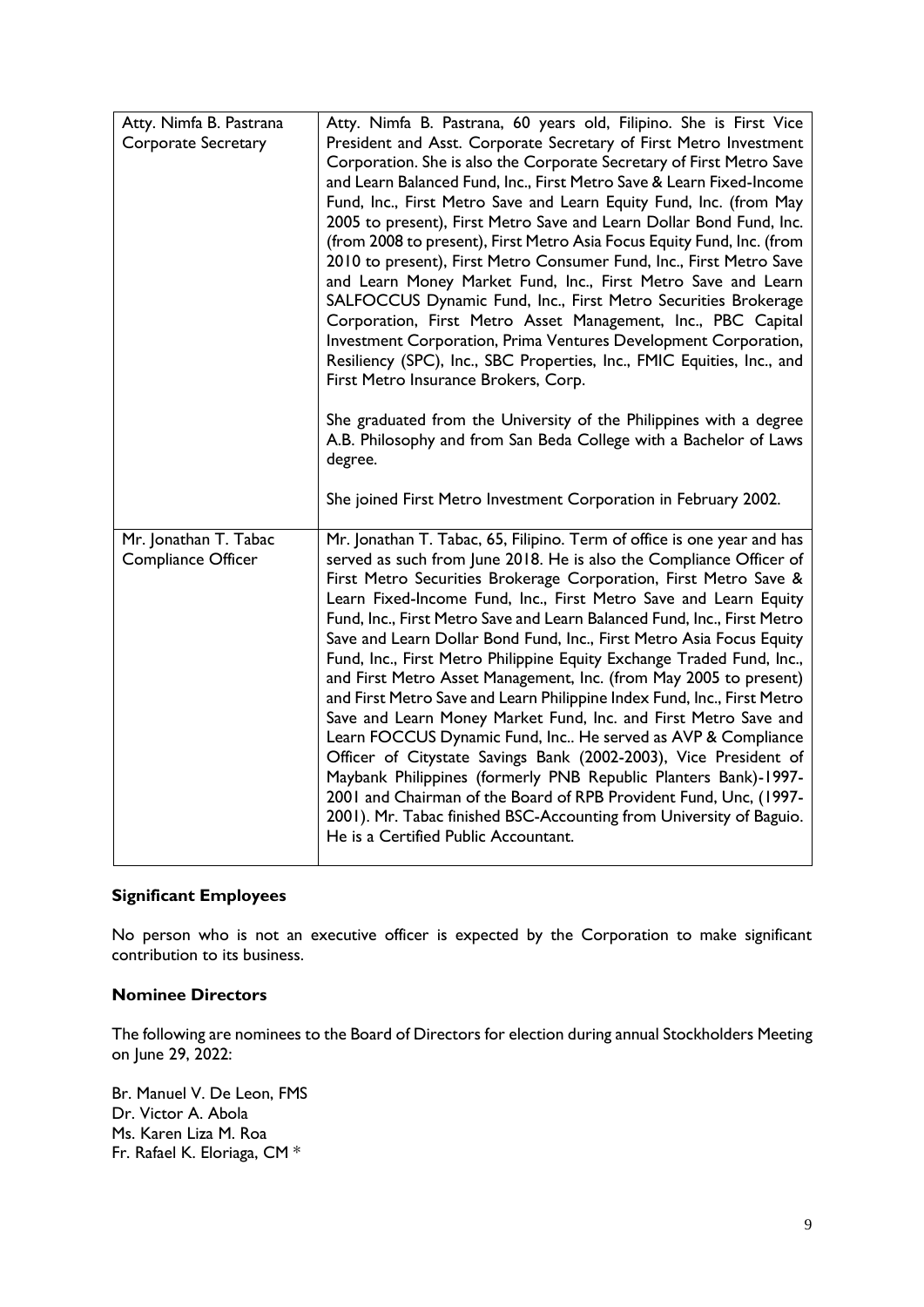| | |
|---|---|
| Atty. Nimfa B. Pastrana<br>Corporate Secretary | Atty. Nimfa B. Pastrana, 60 years old, Filipino. She is First Vice President and Asst. Corporate Secretary of First Metro Investment Corporation. She is also the Corporate Secretary of First Metro Save and Learn Balanced Fund, Inc., First Metro Save & Learn Fixed-Income Fund, Inc., First Metro Save and Learn Equity Fund, Inc. (from May 2005 to present), First Metro Save and Learn Dollar Bond Fund, Inc. (from 2008 to present), First Metro Asia Focus Equity Fund, Inc. (from 2010 to present), First Metro Consumer Fund, Inc., First Metro Save and Learn Money Market Fund, Inc., First Metro Save and Learn SALFOCCUS Dynamic Fund, Inc., First Metro Securities Brokerage Corporation, First Metro Asset Management, Inc., PBC Capital Investment Corporation, Prima Ventures Development Corporation, Resiliency (SPC), Inc., SBC Properties, Inc., FMIC Equities, Inc., and First Metro Insurance Brokers, Corp.<br><br>She graduated from the University of the Philippines with a degree A.B. Philosophy and from San Beda College with a Bachelor of Laws degree.<br><br>She joined First Metro Investment Corporation in February 2002. |
| Mr. Jonathan T. Tabac<br>Compliance Officer | Mr. Jonathan T. Tabac, 65, Filipino. Term of office is one year and has served as such from June 2018. He is also the Compliance Officer of First Metro Securities Brokerage Corporation, First Metro Save & Learn Fixed-Income Fund, Inc., First Metro Save and Learn Equity Fund, Inc., First Metro Save and Learn Balanced Fund, Inc., First Metro Save and Learn Dollar Bond Fund, Inc., First Metro Asia Focus Equity Fund, Inc., First Metro Philippine Equity Exchange Traded Fund, Inc., and First Metro Asset Management, Inc. (from May 2005 to present) and First Metro Save and Learn Philippine Index Fund, Inc., First Metro Save and Learn Money Market Fund, Inc. and First Metro Save and Learn FOCCUS Dynamic Fund, Inc.. He served as AVP & Compliance Officer of Citystate Savings Bank (2002-2003), Vice President of Maybank Philippines (formerly PNB Republic Planters Bank)-1997-2001 and Chairman of the Board of RPB Provident Fund, Unc, (1997-2001). Mr. Tabac finished BSC-Accounting from University of Baguio. He is a Certified Public Accountant. |

**Significant Employees**

No person who is not an executive officer is expected by the Corporation to make significant contribution to its business.

**Nominee Directors**

The following are nominees to the Board of Directors for election during annual Stockholders Meeting on June 29, 2022:

Br. Manuel V. De Leon, FMS
Dr. Victor A. Abola
Ms. Karen Liza M. Roa
Fr. Rafael K. Eloriaga, CM *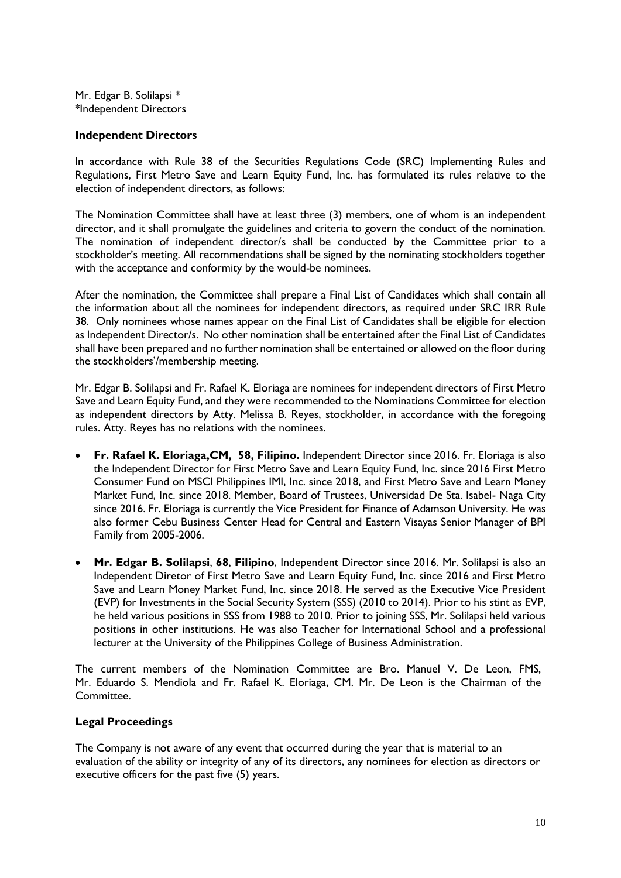Mr. Edgar B. Solilapsi *
*Independent Directors

**Independent Directors**

In accordance with Rule 38 of the Securities Regulations Code (SRC) Implementing Rules and Regulations, First Metro Save and Learn Equity Fund, Inc. has formulated its rules relative to the election of independent directors, as follows:

The Nomination Committee shall have at least three (3) members, one of whom is an independent director, and it shall promulgate the guidelines and criteria to govern the conduct of the nomination. The nomination of independent director/s shall be conducted by the Committee prior to a stockholder's meeting. All recommendations shall be signed by the nominating stockholders together with the acceptance and conformity by the would-be nominees.

After the nomination, the Committee shall prepare a Final List of Candidates which shall contain all the information about all the nominees for independent directors, as required under SRC IRR Rule 38. Only nominees whose names appear on the Final List of Candidates shall be eligible for election as Independent Director/s. No other nomination shall be entertained after the Final List of Candidates shall have been prepared and no further nomination shall be entertained or allowed on the floor during the stockholders'/membership meeting.

Mr. Edgar B. Solilapsi and Fr. Rafael K. Eloriaga are nominees for independent directors of First Metro Save and Learn Equity Fund, and they were recommended to the Nominations Committee for election as independent directors by Atty. Melissa B. Reyes, stockholder, in accordance with the foregoing rules. Atty. Reyes has no relations with the nominees.

- **Fr. Rafael K. Eloriaga,CM, 58, Filipino.** Independent Director since 2016. Fr. Eloriaga is also the Independent Director for First Metro Save and Learn Equity Fund, Inc. since 2016 First Metro Consumer Fund on MSCI Philippines IMI, Inc. since 2018, and First Metro Save and Learn Money Market Fund, Inc. since 2018. Member, Board of Trustees, Universidad De Sta. Isabel- Naga City since 2016. Fr. Eloriaga is currently the Vice President for Finance of Adamson University. He was also former Cebu Business Center Head for Central and Eastern Visayas Senior Manager of BPI Family from 2005-2006.
- **Mr. Edgar B. Solilapsi**, **68**, **Filipino**, Independent Director since 2016. Mr. Solilapsi is also an Independent Diretor of First Metro Save and Learn Equity Fund, Inc. since 2016 and First Metro Save and Learn Money Market Fund, Inc. since 2018. He served as the Executive Vice President (EVP) for Investments in the Social Security System (SSS) (2010 to 2014). Prior to his stint as EVP, he held various positions in SSS from 1988 to 2010. Prior to joining SSS, Mr. Solilapsi held various positions in other institutions. He was also Teacher for International School and a professional lecturer at the University of the Philippines College of Business Administration.

The current members of the Nomination Committee are Bro. Manuel V. De Leon, FMS, Mr. Eduardo S. Mendiola and Fr. Rafael K. Eloriaga, CM. Mr. De Leon is the Chairman of the Committee.

**Legal Proceedings**

The Company is not aware of any event that occurred during the year that is material to an evaluation of the ability or integrity of any of its directors, any nominees for election as directors or executive officers for the past five (5) years.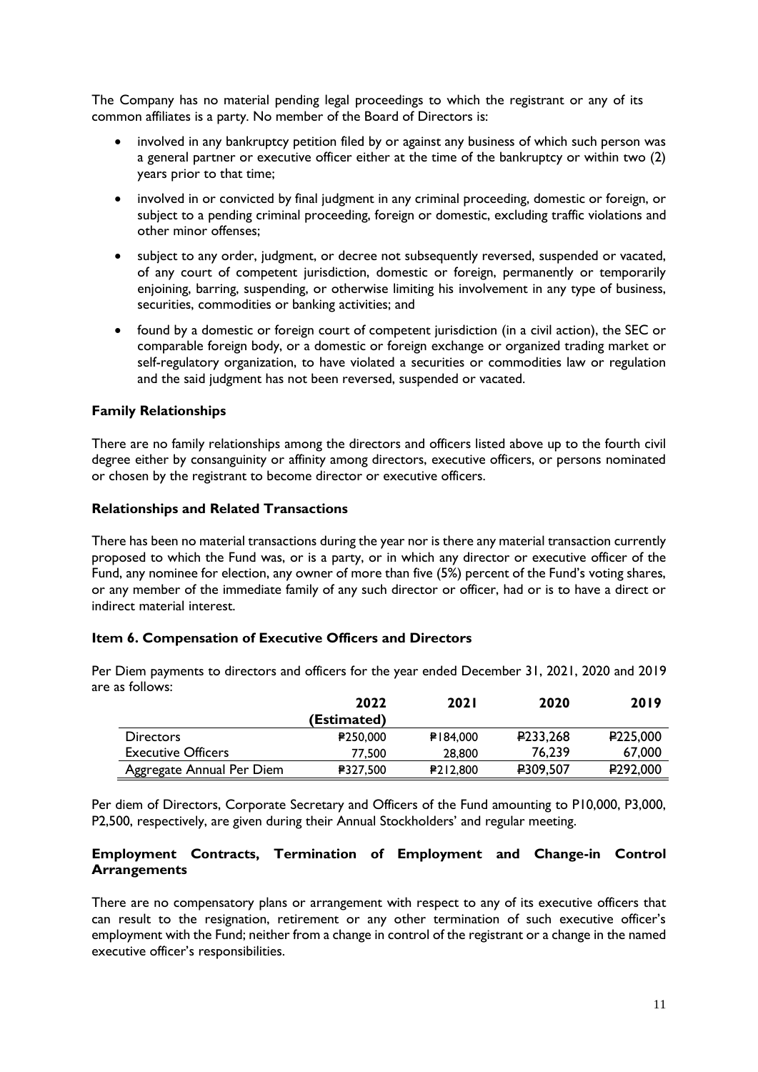The Company has no material pending legal proceedings to which the registrant or any of its common affiliates is a party. No member of the Board of Directors is:

- involved in any bankruptcy petition filed by or against any business of which such person was a general partner or executive officer either at the time of the bankruptcy or within two (2) years prior to that time;
- involved in or convicted by final judgment in any criminal proceeding, domestic or foreign, or subject to a pending criminal proceeding, foreign or domestic, excluding traffic violations and other minor offenses;
- subject to any order, judgment, or decree not subsequently reversed, suspended or vacated, of any court of competent jurisdiction, domestic or foreign, permanently or temporarily enjoining, barring, suspending, or otherwise limiting his involvement in any type of business, securities, commodities or banking activities; and
- found by a domestic or foreign court of competent jurisdiction (in a civil action), the SEC or comparable foreign body, or a domestic or foreign exchange or organized trading market or self-regulatory organization, to have violated a securities or commodities law or regulation and the said judgment has not been reversed, suspended or vacated.

**Family Relationships**

There are no family relationships among the directors and officers listed above up to the fourth civil degree either by consanguinity or affinity among directors, executive officers, or persons nominated or chosen by the registrant to become director or executive officers.

**Relationships and Related Transactions**

There has been no material transactions during the year nor is there any material transaction currently proposed to which the Fund was, or is a party, or in which any director or executive officer of the Fund, any nominee for election, any owner of more than five (5%) percent of the Fund's voting shares, or any member of the immediate family of any such director or officer, had or is to have a direct or indirect material interest.

**Item 6. Compensation of Executive Officers and Directors**

Per Diem payments to directors and officers for the year ended December 31, 2021, 2020 and 2019 are as follows:

| | 2022 (Estimated) | 2021 | 2020 | 2019 |
|---|---|---|---|---|
| Directors | ₱250,000 | ₱184,000 | ₱233,268 | ₱225,000 |
| Executive Officers | 77,500 | 28,800 | 76,239 | 67,000 |
| Aggregate Annual Per Diem | ₱327,500 | ₱212,800 | ₱309,507 | ₱292,000 |

Per diem of Directors, Corporate Secretary and Officers of the Fund amounting to P10,000, P3,000, P2,500, respectively, are given during their Annual Stockholders' and regular meeting.

**Employment Contracts, Termination of Employment and Change-in Control Arrangements**

There are no compensatory plans or arrangement with respect to any of its executive officers that can result to the resignation, retirement or any other termination of such executive officer's employment with the Fund; neither from a change in control of the registrant or a change in the named executive officer's responsibilities.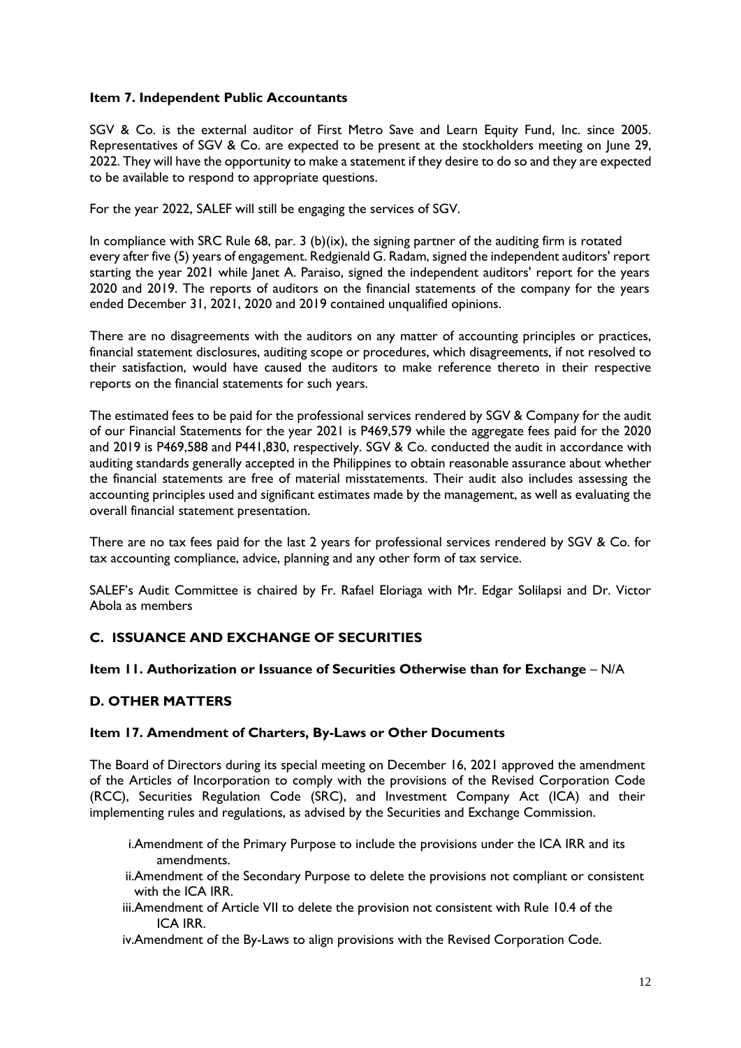**Item 7. Independent Public Accountants**

SGV & Co. is the external auditor of First Metro Save and Learn Equity Fund, Inc. since 2005. Representatives of SGV & Co. are expected to be present at the stockholders meeting on June 29, 2022. They will have the opportunity to make a statement if they desire to do so and they are expected to be available to respond to appropriate questions.

For the year 2022, SALEF will still be engaging the services of SGV.

In compliance with SRC Rule 68, par. 3 (b)(ix), the signing partner of the auditing firm is rotated every after five (5) years of engagement. Redgienald G. Radam, signed the independent auditors' report starting the year 2021 while Janet A. Paraiso, signed the independent auditors' report for the years 2020 and 2019. The reports of auditors on the financial statements of the company for the years ended December 31, 2021, 2020 and 2019 contained unqualified opinions.

There are no disagreements with the auditors on any matter of accounting principles or practices, financial statement disclosures, auditing scope or procedures, which disagreements, if not resolved to their satisfaction, would have caused the auditors to make reference thereto in their respective reports on the financial statements for such years.

The estimated fees to be paid for the professional services rendered by SGV & Company for the audit of our Financial Statements for the year 2021 is P469,579 while the aggregate fees paid for the 2020 and 2019 is P469,588 and P441,830, respectively. SGV & Co. conducted the audit in accordance with auditing standards generally accepted in the Philippines to obtain reasonable assurance about whether the financial statements are free of material misstatements. Their audit also includes assessing the accounting principles used and significant estimates made by the management, as well as evaluating the overall financial statement presentation.

There are no tax fees paid for the last 2 years for professional services rendered by SGV & Co. for tax accounting compliance, advice, planning and any other form of tax service.

SALEF's Audit Committee is chaired by Fr. Rafael Eloriaga with Mr. Edgar Solilapsi and Dr. Victor Abola as members

## C. ISSUANCE AND EXCHANGE OF SECURITIES

**Item 11. Authorization or Issuance of Securities Otherwise than for Exchange** – N/A

## D. OTHER MATTERS

**Item 17. Amendment of Charters, By-Laws or Other Documents**

The Board of Directors during its special meeting on December 16, 2021 approved the amendment of the Articles of Incorporation to comply with the provisions of the Revised Corporation Code (RCC), Securities Regulation Code (SRC), and Investment Company Act (ICA) and their implementing rules and regulations, as advised by the Securities and Exchange Commission.

i. Amendment of the Primary Purpose to include the provisions under the ICA IRR and its amendments.

ii. Amendment of the Secondary Purpose to delete the provisions not compliant or consistent with the ICA IRR.

iii. Amendment of Article VII to delete the provision not consistent with Rule 10.4 of the ICA IRR.

iv. Amendment of the By-Laws to align provisions with the Revised Corporation Code.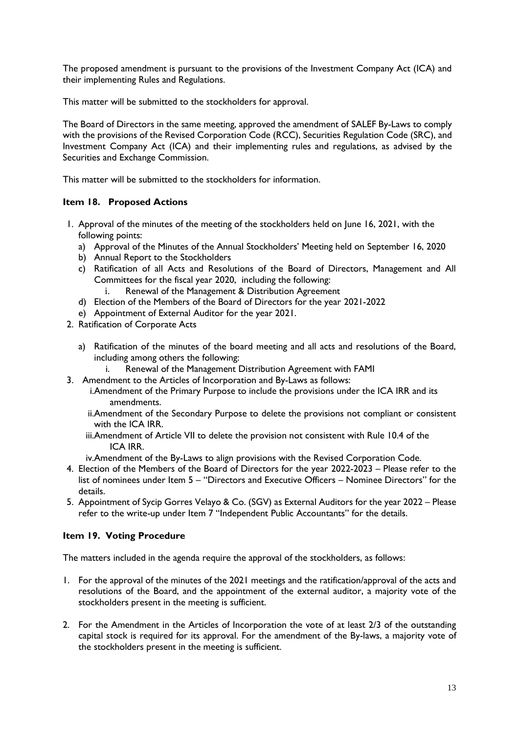The proposed amendment is pursuant to the provisions of the Investment Company Act (ICA) and their implementing Rules and Regulations.

This matter will be submitted to the stockholders for approval.

The Board of Directors in the same meeting, approved the amendment of SALEF By-Laws to comply with the provisions of the Revised Corporation Code (RCC), Securities Regulation Code (SRC), and Investment Company Act (ICA) and their implementing rules and regulations, as advised by the Securities and Exchange Commission.

This matter will be submitted to the stockholders for information.

### Item 18. Proposed Actions

1. Approval of the minutes of the meeting of the stockholders held on June 16, 2021, with the following points:
   a) Approval of the Minutes of the Annual Stockholders' Meeting held on September 16, 2020
   b) Annual Report to the Stockholders
   c) Ratification of all Acts and Resolutions of the Board of Directors, Management and All Committees for the fiscal year 2020, including the following:
      i. Renewal of the Management & Distribution Agreement
   d) Election of the Members of the Board of Directors for the year 2021-2022
   e) Appointment of External Auditor for the year 2021.
2. Ratification of Corporate Acts
   a) Ratification of the minutes of the board meeting and all acts and resolutions of the Board, including among others the following:
      i. Renewal of the Management Distribution Agreement with FAMI
3. Amendment to the Articles of Incorporation and By-Laws as follows:
   i. Amendment of the Primary Purpose to include the provisions under the ICA IRR and its amendments.
   ii. Amendment of the Secondary Purpose to delete the provisions not compliant or consistent with the ICA IRR.
   iii. Amendment of Article VII to delete the provision not consistent with Rule 10.4 of the ICA IRR.
   iv. Amendment of the By-Laws to align provisions with the Revised Corporation Code.
4. Election of the Members of the Board of Directors for the year 2022-2023 – Please refer to the list of nominees under Item 5 – "Directors and Executive Officers – Nominee Directors" for the details.
5. Appointment of Sycip Gorres Velayo & Co. (SGV) as External Auditors for the year 2022 – Please refer to the write-up under Item 7 "Independent Public Accountants" for the details.

### Item 19. Voting Procedure

The matters included in the agenda require the approval of the stockholders, as follows:

1. For the approval of the minutes of the 2021 meetings and the ratification/approval of the acts and resolutions of the Board, and the appointment of the external auditor, a majority vote of the stockholders present in the meeting is sufficient.

2. For the Amendment in the Articles of Incorporation the vote of at least 2/3 of the outstanding capital stock is required for its approval. For the amendment of the By-laws, a majority vote of the stockholders present in the meeting is sufficient.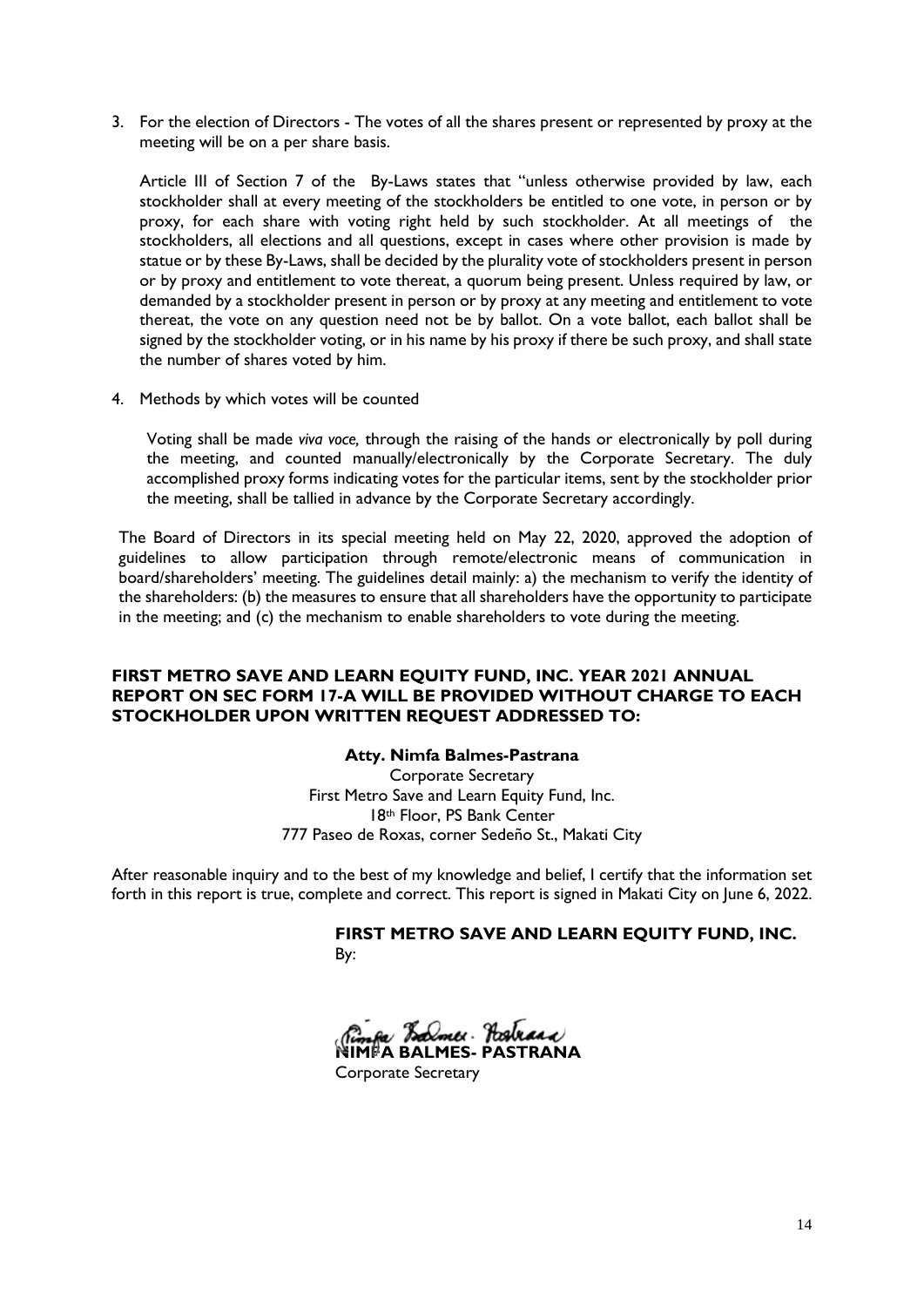3. For the election of Directors - The votes of all the shares present or represented by proxy at the meeting will be on a per share basis.

   Article III of Section 7 of the By-Laws states that "unless otherwise provided by law, each stockholder shall at every meeting of the stockholders be entitled to one vote, in person or by proxy, for each share with voting right held by such stockholder. At all meetings of the stockholders, all elections and all questions, except in cases where other provision is made by statue or by these By-Laws, shall be decided by the plurality vote of stockholders present in person or by proxy and entitlement to vote thereat, a quorum being present. Unless required by law, or demanded by a stockholder present in person or by proxy at any meeting and entitlement to vote thereat, the vote on any question need not be by ballot. On a vote ballot, each ballot shall be signed by the stockholder voting, or in his name by his proxy if there be such proxy, and shall state the number of shares voted by him.

4. Methods by which votes will be counted

   Voting shall be made *viva voce,* through the raising of the hands or electronically by poll during the meeting, and counted manually/electronically by the Corporate Secretary. The duly accomplished proxy forms indicating votes for the particular items, sent by the stockholder prior the meeting, shall be tallied in advance by the Corporate Secretary accordingly.

The Board of Directors in its special meeting held on May 22, 2020, approved the adoption of guidelines to allow participation through remote/electronic means of communication in board/shareholders' meeting. The guidelines detail mainly: a) the mechanism to verify the identity of the shareholders: (b) the measures to ensure that all shareholders have the opportunity to participate in the meeting; and (c) the mechanism to enable shareholders to vote during the meeting.

**FIRST METRO SAVE AND LEARN EQUITY FUND, INC. YEAR 2021 ANNUAL REPORT ON SEC FORM 17-A WILL BE PROVIDED WITHOUT CHARGE TO EACH STOCKHOLDER UPON WRITTEN REQUEST ADDRESSED TO:**

**Atty. Nimfa Balmes-Pastrana**
Corporate Secretary
First Metro Save and Learn Equity Fund, Inc.
18th Floor, PS Bank Center
777 Paseo de Roxas, corner Sedeño St., Makati City

After reasonable inquiry and to the best of my knowledge and belief, I certify that the information set forth in this report is true, complete and correct. This report is signed in Makati City on June 6, 2022.

**FIRST METRO SAVE AND LEARN EQUITY FUND, INC.**
By:

**NIMFA BALMES- PASTRANA**
Corporate Secretary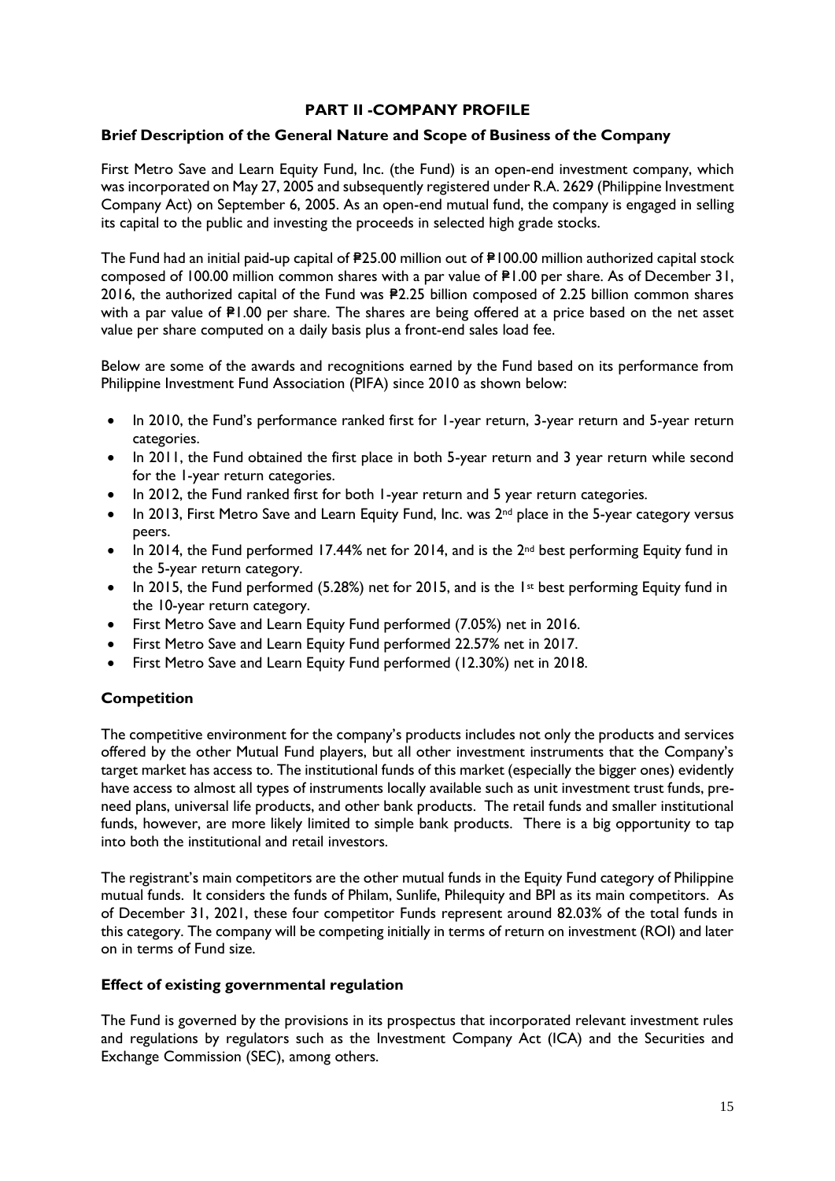## PART II -COMPANY PROFILE

### Brief Description of the General Nature and Scope of Business of the Company

First Metro Save and Learn Equity Fund, Inc. (the Fund) is an open-end investment company, which was incorporated on May 27, 2005 and subsequently registered under R.A. 2629 (Philippine Investment Company Act) on September 6, 2005. As an open-end mutual fund, the company is engaged in selling its capital to the public and investing the proceeds in selected high grade stocks.

The Fund had an initial paid-up capital of ₱25.00 million out of ₱100.00 million authorized capital stock composed of 100.00 million common shares with a par value of ₱1.00 per share. As of December 31, 2016, the authorized capital of the Fund was ₱2.25 billion composed of 2.25 billion common shares with a par value of ₱1.00 per share. The shares are being offered at a price based on the net asset value per share computed on a daily basis plus a front-end sales load fee.

Below are some of the awards and recognitions earned by the Fund based on its performance from Philippine Investment Fund Association (PIFA) since 2010 as shown below:

- In 2010, the Fund's performance ranked first for 1-year return, 3-year return and 5-year return categories.
- In 2011, the Fund obtained the first place in both 5-year return and 3 year return while second for the 1-year return categories.
- In 2012, the Fund ranked first for both 1-year return and 5 year return categories.
- In 2013, First Metro Save and Learn Equity Fund, Inc. was 2nd place in the 5-year category versus peers.
- In 2014, the Fund performed 17.44% net for 2014, and is the 2nd best performing Equity fund in the 5-year return category.
- In 2015, the Fund performed (5.28%) net for 2015, and is the 1st best performing Equity fund in the 10-year return category.
- First Metro Save and Learn Equity Fund performed (7.05%) net in 2016.
- First Metro Save and Learn Equity Fund performed 22.57% net in 2017.
- First Metro Save and Learn Equity Fund performed (12.30%) net in 2018.

### Competition

The competitive environment for the company's products includes not only the products and services offered by the other Mutual Fund players, but all other investment instruments that the Company's target market has access to. The institutional funds of this market (especially the bigger ones) evidently have access to almost all types of instruments locally available such as unit investment trust funds, pre-need plans, universal life products, and other bank products. The retail funds and smaller institutional funds, however, are more likely limited to simple bank products. There is a big opportunity to tap into both the institutional and retail investors.

The registrant's main competitors are the other mutual funds in the Equity Fund category of Philippine mutual funds. It considers the funds of Philam, Sunlife, Philequity and BPI as its main competitors. As of December 31, 2021, these four competitor Funds represent around 82.03% of the total funds in this category. The company will be competing initially in terms of return on investment (ROI) and later on in terms of Fund size.

### Effect of existing governmental regulation

The Fund is governed by the provisions in its prospectus that incorporated relevant investment rules and regulations by regulators such as the Investment Company Act (ICA) and the Securities and Exchange Commission (SEC), among others.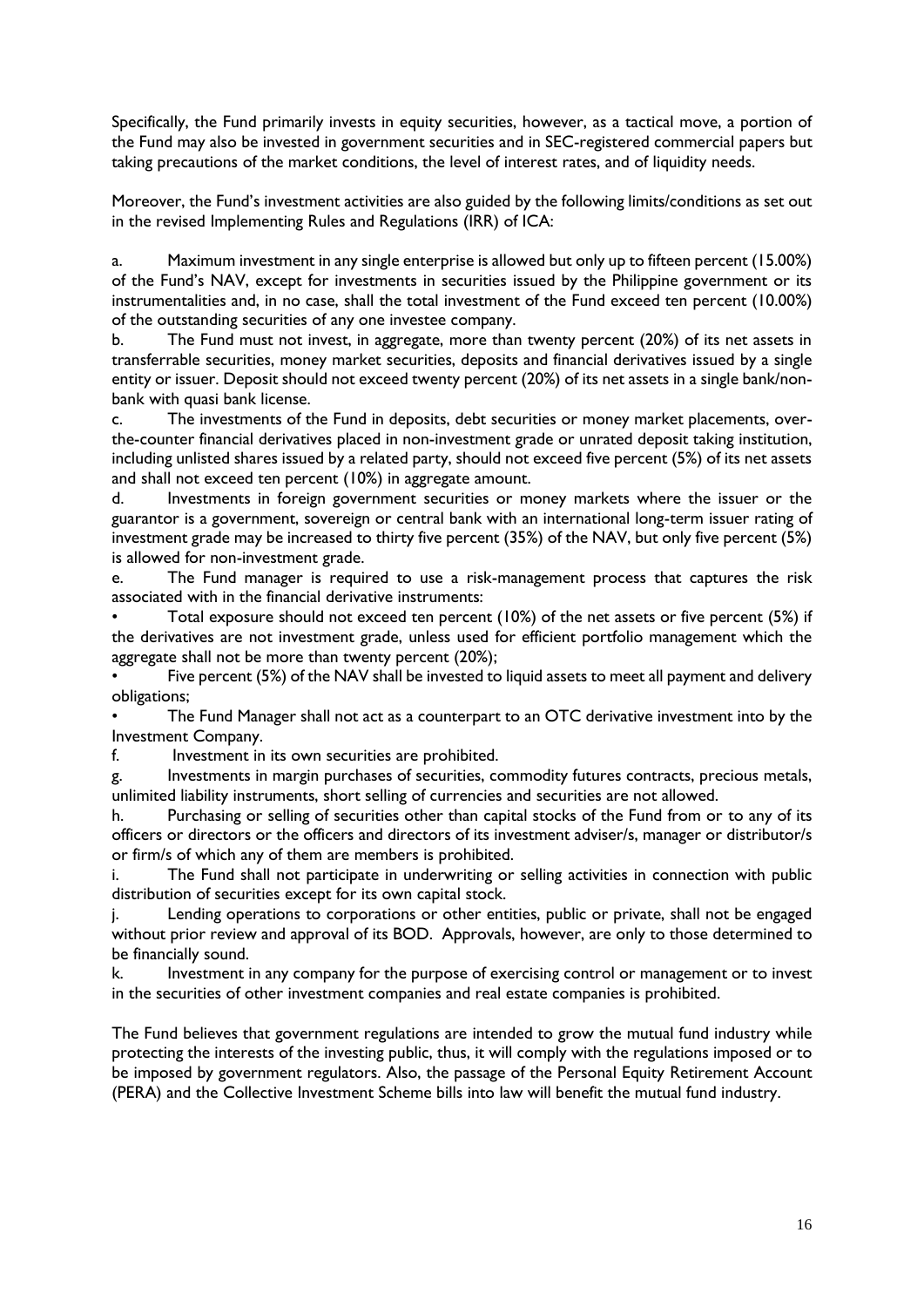Specifically, the Fund primarily invests in equity securities, however, as a tactical move, a portion of the Fund may also be invested in government securities and in SEC-registered commercial papers but taking precautions of the market conditions, the level of interest rates, and of liquidity needs.

Moreover, the Fund's investment activities are also guided by the following limits/conditions as set out in the revised Implementing Rules and Regulations (IRR) of ICA:

a. Maximum investment in any single enterprise is allowed but only up to fifteen percent (15.00%) of the Fund's NAV, except for investments in securities issued by the Philippine government or its instrumentalities and, in no case, shall the total investment of the Fund exceed ten percent (10.00%) of the outstanding securities of any one investee company.

b. The Fund must not invest, in aggregate, more than twenty percent (20%) of its net assets in transferrable securities, money market securities, deposits and financial derivatives issued by a single entity or issuer. Deposit should not exceed twenty percent (20%) of its net assets in a single bank/non-bank with quasi bank license.

c. The investments of the Fund in deposits, debt securities or money market placements, over-the-counter financial derivatives placed in non-investment grade or unrated deposit taking institution, including unlisted shares issued by a related party, should not exceed five percent (5%) of its net assets and shall not exceed ten percent (10%) in aggregate amount.

d. Investments in foreign government securities or money markets where the issuer or the guarantor is a government, sovereign or central bank with an international long-term issuer rating of investment grade may be increased to thirty five percent (35%) of the NAV, but only five percent (5%) is allowed for non-investment grade.

e. The Fund manager is required to use a risk-management process that captures the risk associated with in the financial derivative instruments:

- Total exposure should not exceed ten percent (10%) of the net assets or five percent (5%) if the derivatives are not investment grade, unless used for efficient portfolio management which the aggregate shall not be more than twenty percent (20%);
- Five percent (5%) of the NAV shall be invested to liquid assets to meet all payment and delivery obligations;
- The Fund Manager shall not act as a counterpart to an OTC derivative investment into by the Investment Company.

f. Investment in its own securities are prohibited.

g. Investments in margin purchases of securities, commodity futures contracts, precious metals, unlimited liability instruments, short selling of currencies and securities are not allowed.

h. Purchasing or selling of securities other than capital stocks of the Fund from or to any of its officers or directors or the officers and directors of its investment adviser/s, manager or distributor/s or firm/s of which any of them are members is prohibited.

i. The Fund shall not participate in underwriting or selling activities in connection with public distribution of securities except for its own capital stock.

j. Lending operations to corporations or other entities, public or private, shall not be engaged without prior review and approval of its BOD. Approvals, however, are only to those determined to be financially sound.

k. Investment in any company for the purpose of exercising control or management or to invest in the securities of other investment companies and real estate companies is prohibited.

The Fund believes that government regulations are intended to grow the mutual fund industry while protecting the interests of the investing public, thus, it will comply with the regulations imposed or to be imposed by government regulators. Also, the passage of the Personal Equity Retirement Account (PERA) and the Collective Investment Scheme bills into law will benefit the mutual fund industry.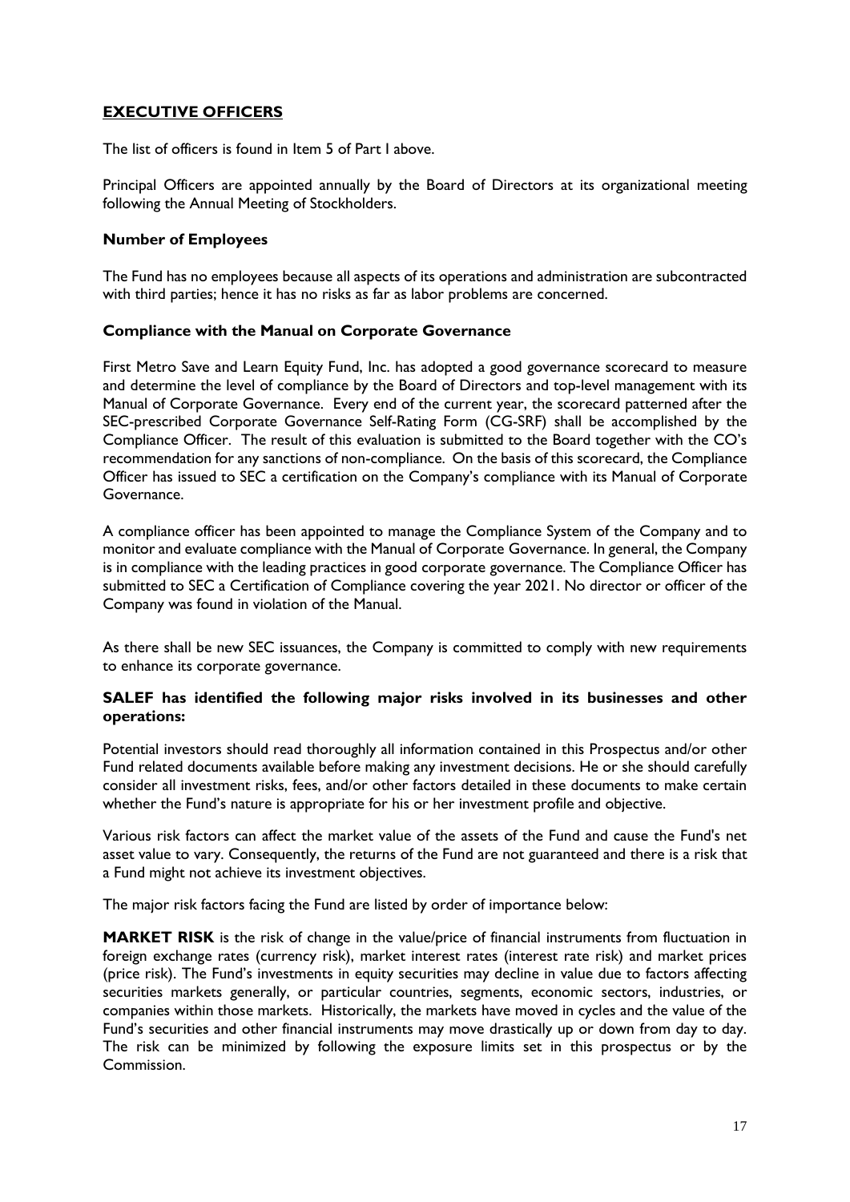## EXECUTIVE OFFICERS

The list of officers is found in Item 5 of Part I above.

Principal Officers are appointed annually by the Board of Directors at its organizational meeting following the Annual Meeting of Stockholders.

### Number of Employees

The Fund has no employees because all aspects of its operations and administration are subcontracted with third parties; hence it has no risks as far as labor problems are concerned.

### Compliance with the Manual on Corporate Governance

First Metro Save and Learn Equity Fund, Inc. has adopted a good governance scorecard to measure and determine the level of compliance by the Board of Directors and top-level management with its Manual of Corporate Governance. Every end of the current year, the scorecard patterned after the SEC-prescribed Corporate Governance Self-Rating Form (CG-SRF) shall be accomplished by the Compliance Officer. The result of this evaluation is submitted to the Board together with the CO's recommendation for any sanctions of non-compliance. On the basis of this scorecard, the Compliance Officer has issued to SEC a certification on the Company's compliance with its Manual of Corporate Governance.

A compliance officer has been appointed to manage the Compliance System of the Company and to monitor and evaluate compliance with the Manual of Corporate Governance. In general, the Company is in compliance with the leading practices in good corporate governance. The Compliance Officer has submitted to SEC a Certification of Compliance covering the year 2021. No director or officer of the Company was found in violation of the Manual.

As there shall be new SEC issuances, the Company is committed to comply with new requirements to enhance its corporate governance.

### SALEF has identified the following major risks involved in its businesses and other operations:

Potential investors should read thoroughly all information contained in this Prospectus and/or other Fund related documents available before making any investment decisions. He or she should carefully consider all investment risks, fees, and/or other factors detailed in these documents to make certain whether the Fund's nature is appropriate for his or her investment profile and objective.

Various risk factors can affect the market value of the assets of the Fund and cause the Fund's net asset value to vary. Consequently, the returns of the Fund are not guaranteed and there is a risk that a Fund might not achieve its investment objectives.

The major risk factors facing the Fund are listed by order of importance below:

**MARKET RISK** is the risk of change in the value/price of financial instruments from fluctuation in foreign exchange rates (currency risk), market interest rates (interest rate risk) and market prices (price risk). The Fund's investments in equity securities may decline in value due to factors affecting securities markets generally, or particular countries, segments, economic sectors, industries, or companies within those markets. Historically, the markets have moved in cycles and the value of the Fund's securities and other financial instruments may move drastically up or down from day to day. The risk can be minimized by following the exposure limits set in this prospectus or by the Commission.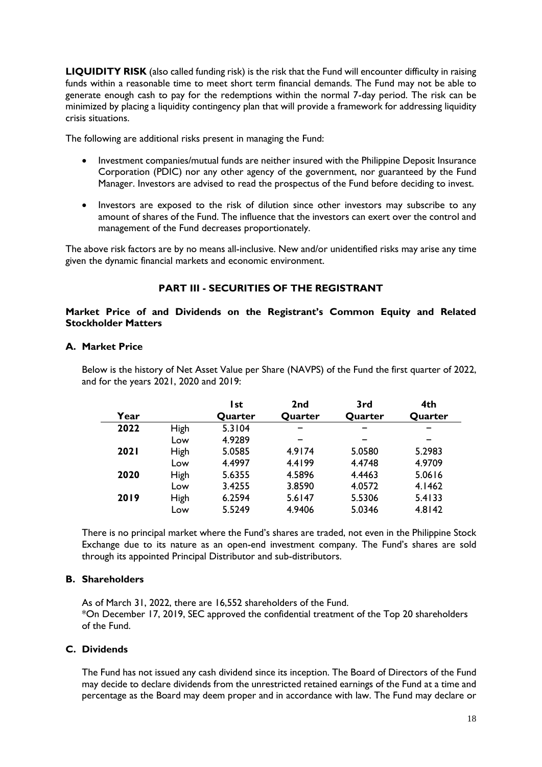**LIQUIDITY RISK** (also called funding risk) is the risk that the Fund will encounter difficulty in raising funds within a reasonable time to meet short term financial demands. The Fund may not be able to generate enough cash to pay for the redemptions within the normal 7-day period. The risk can be minimized by placing a liquidity contingency plan that will provide a framework for addressing liquidity crisis situations.

The following are additional risks present in managing the Fund:

- Investment companies/mutual funds are neither insured with the Philippine Deposit Insurance Corporation (PDIC) nor any other agency of the government, nor guaranteed by the Fund Manager. Investors are advised to read the prospectus of the Fund before deciding to invest.
- Investors are exposed to the risk of dilution since other investors may subscribe to any amount of shares of the Fund. The influence that the investors can exert over the control and management of the Fund decreases proportionately.

The above risk factors are by no means all-inclusive. New and/or unidentified risks may arise any time given the dynamic financial markets and economic environment.

## PART III - SECURITIES OF THE REGISTRANT

### Market Price of and Dividends on the Registrant's Common Equity and Related Stockholder Matters

#### A. Market Price

Below is the history of Net Asset Value per Share (NAVPS) of the Fund the first quarter of 2022, and for the years 2021, 2020 and 2019:

| Year | | 1st Quarter | 2nd Quarter | 3rd Quarter | 4th Quarter |
|---|---|---|---|---|---|
| **2022** | High | 5.3104 | – | – | – |
| | Low | 4.9289 | – | – | – |
| **2021** | High | 5.0585 | 4.9174 | 5.0580 | 5.2983 |
| | Low | 4.4997 | 4.4199 | 4.4748 | 4.9709 |
| **2020** | High | 5.6355 | 4.5896 | 4.4463 | 5.0616 |
| | Low | 3.4255 | 3.8590 | 4.0572 | 4.1462 |
| **2019** | High | 6.2594 | 5.6147 | 5.5306 | 5.4133 |
| | Low | 5.5249 | 4.9406 | 5.0346 | 4.8142 |

There is no principal market where the Fund's shares are traded, not even in the Philippine Stock Exchange due to its nature as an open-end investment company. The Fund's shares are sold through its appointed Principal Distributor and sub-distributors.

#### B. Shareholders

As of March 31, 2022, there are 16,552 shareholders of the Fund.
*On December 17, 2019, SEC approved the confidential treatment of the Top 20 shareholders of the Fund.

#### C. Dividends

The Fund has not issued any cash dividend since its inception. The Board of Directors of the Fund may decide to declare dividends from the unrestricted retained earnings of the Fund at a time and percentage as the Board may deem proper and in accordance with law. The Fund may declare or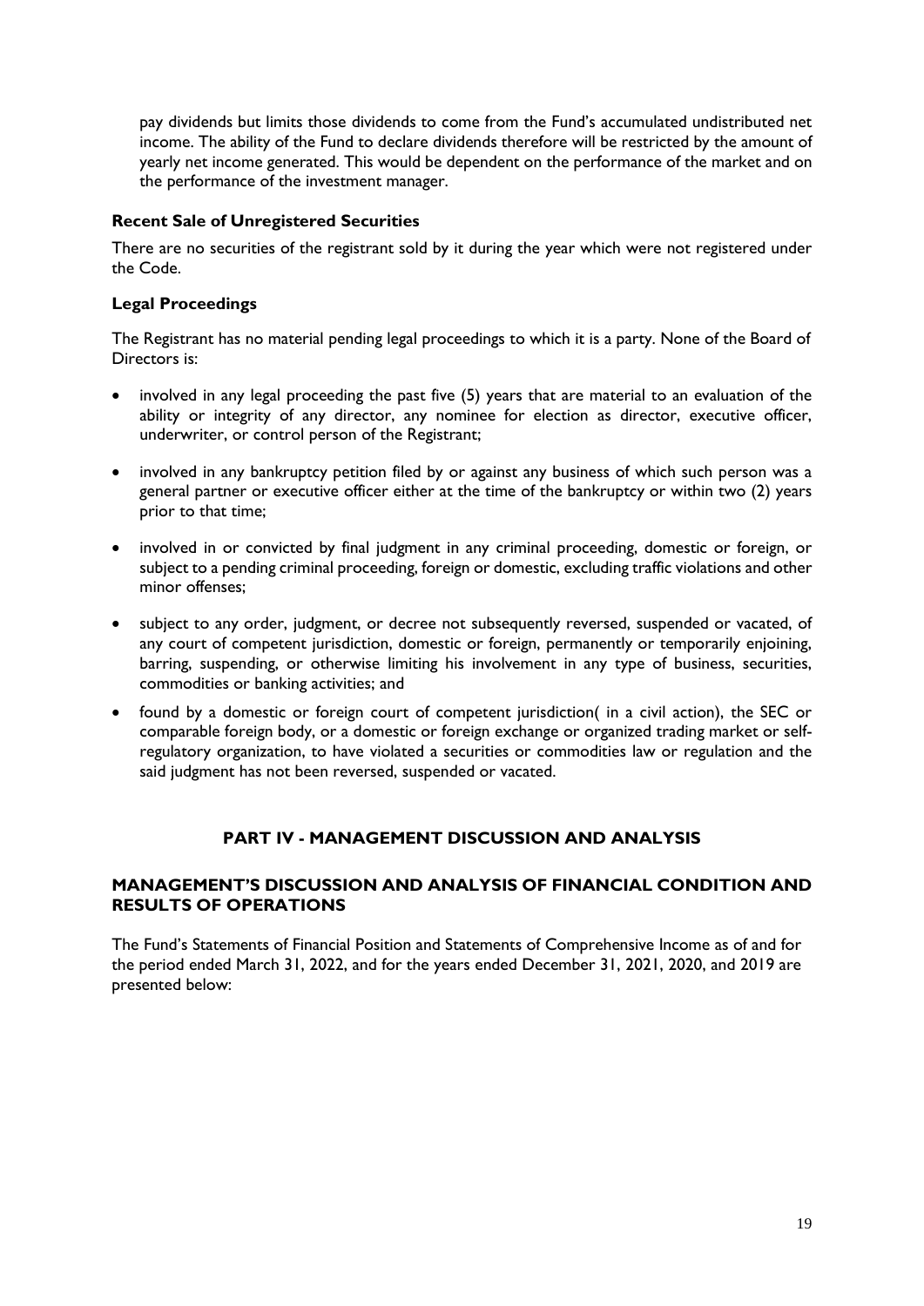pay dividends but limits those dividends to come from the Fund's accumulated undistributed net income. The ability of the Fund to declare dividends therefore will be restricted by the amount of yearly net income generated. This would be dependent on the performance of the market and on the performance of the investment manager.

### Recent Sale of Unregistered Securities

There are no securities of the registrant sold by it during the year which were not registered under the Code.

### Legal Proceedings

The Registrant has no material pending legal proceedings to which it is a party. None of the Board of Directors is:

- involved in any legal proceeding the past five (5) years that are material to an evaluation of the ability or integrity of any director, any nominee for election as director, executive officer, underwriter, or control person of the Registrant;
- involved in any bankruptcy petition filed by or against any business of which such person was a general partner or executive officer either at the time of the bankruptcy or within two (2) years prior to that time;
- involved in or convicted by final judgment in any criminal proceeding, domestic or foreign, or subject to a pending criminal proceeding, foreign or domestic, excluding traffic violations and other minor offenses;
- subject to any order, judgment, or decree not subsequently reversed, suspended or vacated, of any court of competent jurisdiction, domestic or foreign, permanently or temporarily enjoining, barring, suspending, or otherwise limiting his involvement in any type of business, securities, commodities or banking activities; and
- found by a domestic or foreign court of competent jurisdiction( in a civil action), the SEC or comparable foreign body, or a domestic or foreign exchange or organized trading market or self-regulatory organization, to have violated a securities or commodities law or regulation and the said judgment has not been reversed, suspended or vacated.

## PART IV - MANAGEMENT DISCUSSION AND ANALYSIS

### MANAGEMENT'S DISCUSSION AND ANALYSIS OF FINANCIAL CONDITION AND RESULTS OF OPERATIONS

The Fund's Statements of Financial Position and Statements of Comprehensive Income as of and for the period ended March 31, 2022, and for the years ended December 31, 2021, 2020, and 2019 are presented below: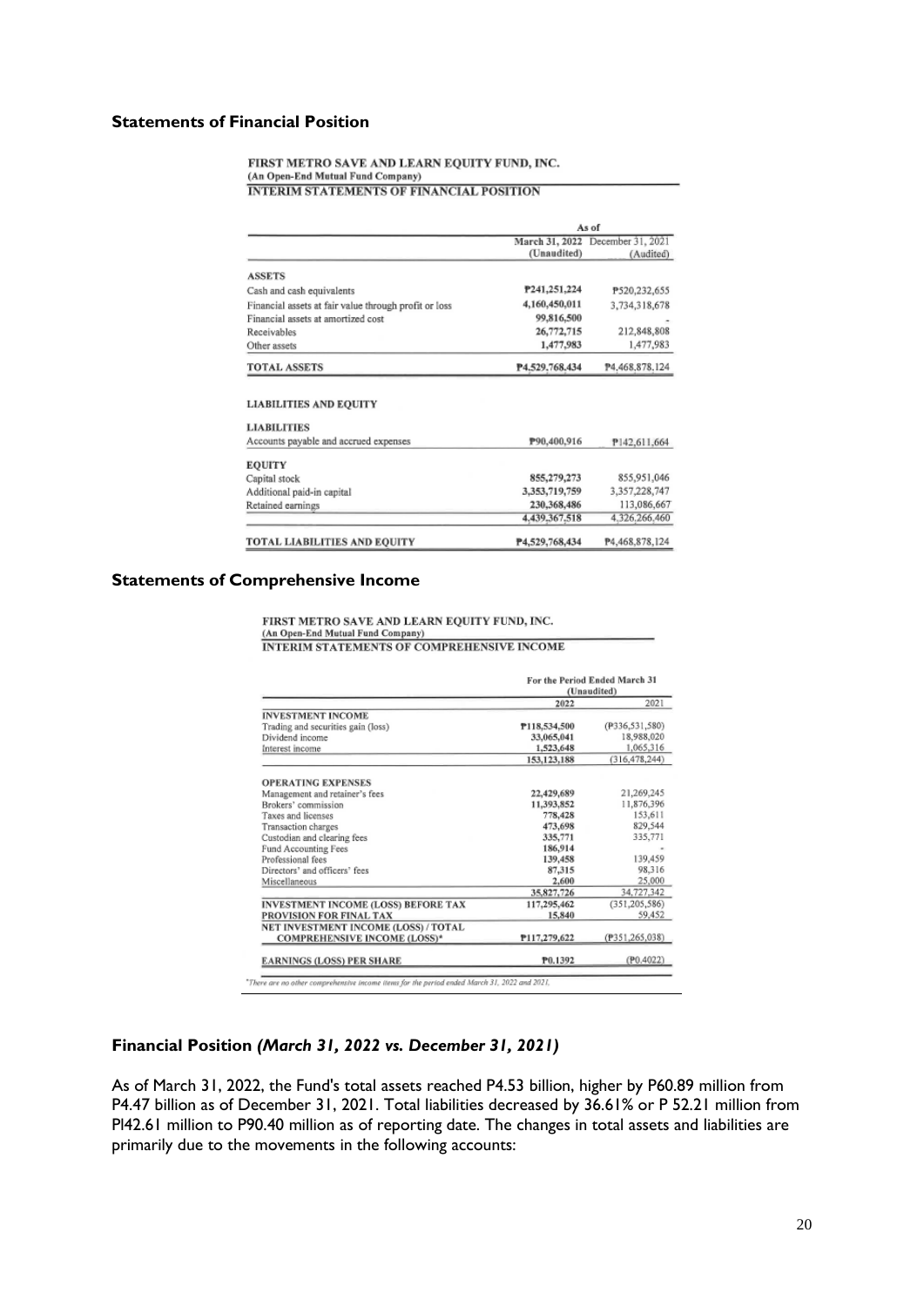### Statements of Financial Position

FIRST METRO SAVE AND LEARN EQUITY FUND, INC.
(An Open-End Mutual Fund Company)
INTERIM STATEMENTS OF FINANCIAL POSITION

| | As of | |
|---|---|---|
| | March 31, 2022 (Unaudited) | December 31, 2021 (Audited) |
| **ASSETS** | | |
| Cash and cash equivalents | ₱241,251,224 | ₱520,232,655 |
| Financial assets at fair value through profit or loss | 4,160,450,011 | 3,734,318,678 |
| Financial assets at amortized cost | 99,816,500 | - |
| Receivables | 26,772,715 | 212,848,808 |
| Other assets | 1,477,983 | 1,477,983 |
| **TOTAL ASSETS** | ₱4,529,768,434 | ₱4,468,878,124 |
| **LIABILITIES AND EQUITY** | | |
| **LIABILITIES** | | |
| Accounts payable and accrued expenses | ₱90,400,916 | ₱142,611,664 |
| **EQUITY** | | |
| Capital stock | 855,279,273 | 855,951,046 |
| Additional paid-in capital | 3,353,719,759 | 3,357,228,747 |
| Retained earnings | 230,368,486 | 113,086,667 |
| | 4,439,367,518 | 4,326,266,460 |
| **TOTAL LIABILITIES AND EQUITY** | ₱4,529,768,434 | ₱4,468,878,124 |

### Statements of Comprehensive Income

FIRST METRO SAVE AND LEARN EQUITY FUND, INC.
(An Open-End Mutual Fund Company)
INTERIM STATEMENTS OF COMPREHENSIVE INCOME

| | For the Period Ended March 31 (Unaudited) | |
|---|---|---|
| | 2022 | 2021 |
| **INVESTMENT INCOME** | | |
| Trading and securities gain (loss) | ₱118,534,500 | (₱336,531,580) |
| Dividend income | 33,065,041 | 18,988,020 |
| Interest income | 1,523,648 | 1,065,316 |
| | 153,123,188 | (316,478,244) |
| **OPERATING EXPENSES** | | |
| Management and retainer's fees | 22,429,689 | 21,269,245 |
| Brokers' commission | 11,393,852 | 11,876,396 |
| Taxes and licenses | 778,428 | 153,611 |
| Transaction charges | 473,698 | 829,544 |
| Custodian and clearing fees | 335,771 | 335,771 |
| Fund Accounting Fees | 186,914 | - |
| Professional fees | 139,458 | 139,459 |
| Directors' and officers' fees | 87,315 | 98,316 |
| Miscellaneous | 2,600 | 25,000 |
| | 35,827,726 | 34,727,342 |
| **INVESTMENT INCOME (LOSS) BEFORE TAX** | 117,295,462 | (351,205,586) |
| **PROVISION FOR FINAL TAX** | 15,840 | 59,452 |
| **NET INVESTMENT INCOME (LOSS) / TOTAL COMPREHENSIVE INCOME (LOSS)*** | ₱117,279,622 | (₱351,265,038) |
| **EARNINGS (LOSS) PER SHARE** | ₱0.1392 | (₱0.4022) |

*There are no other comprehensive income items for the period ended March 31, 2022 and 2021.

### Financial Position *(March 31, 2022 vs. December 31, 2021)*

As of March 31, 2022, the Fund's total assets reached P4.53 billion, higher by P60.89 million from P4.47 billion as of December 31, 2021. Total liabilities decreased by 36.61% or P 52.21 million from Pl42.61 million to P90.40 million as of reporting date. The changes in total assets and liabilities are primarily due to the movements in the following accounts: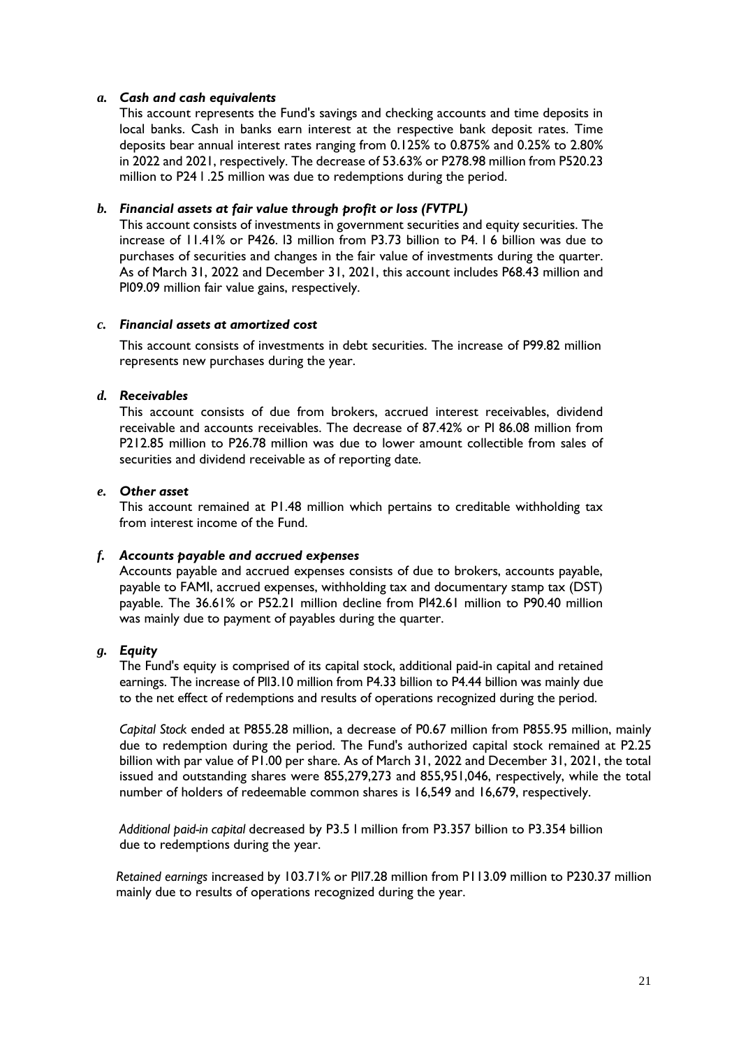***a. Cash and cash equivalents***

This account represents the Fund's savings and checking accounts and time deposits in local banks. Cash in banks earn interest at the respective bank deposit rates. Time deposits bear annual interest rates ranging from 0.125% to 0.875% and 0.25% to 2.80% in 2022 and 2021, respectively. The decrease of 53.63% or P278.98 million from P520.23 million to P241.25 million was due to redemptions during the period.

***b. Financial assets at fair value through profit or loss (FVTPL)***

This account consists of investments in government securities and equity securities. The increase of 11.41% or P426.13 million from P3.73 billion to P4.16 billion was due to purchases of securities and changes in the fair value of investments during the quarter. As of March 31, 2022 and December 31, 2021, this account includes P68.43 million and P109.09 million fair value gains, respectively.

***c. Financial assets at amortized cost***

This account consists of investments in debt securities. The increase of P99.82 million represents new purchases during the year.

***d. Receivables***

This account consists of due from brokers, accrued interest receivables, dividend receivable and accounts receivables. The decrease of 87.42% or P186.08 million from P212.85 million to P26.78 million was due to lower amount collectible from sales of securities and dividend receivable as of reporting date.

***e. Other asset***

This account remained at P1.48 million which pertains to creditable withholding tax from interest income of the Fund.

***f. Accounts payable and accrued expenses***

Accounts payable and accrued expenses consists of due to brokers, accounts payable, payable to FAMI, accrued expenses, withholding tax and documentary stamp tax (DST) payable. The 36.61% or P52.21 million decline from P142.61 million to P90.40 million was mainly due to payment of payables during the quarter.

***g. Equity***

The Fund's equity is comprised of its capital stock, additional paid-in capital and retained earnings. The increase of P113.10 million from P4.33 billion to P4.44 billion was mainly due to the net effect of redemptions and results of operations recognized during the period.

*Capital Stock* ended at P855.28 million, a decrease of P0.67 million from P855.95 million, mainly due to redemption during the period. The Fund's authorized capital stock remained at P2.25 billion with par value of P1.00 per share. As of March 31, 2022 and December 31, 2021, the total issued and outstanding shares were 855,279,273 and 855,951,046, respectively, while the total number of holders of redeemable common shares is 16,549 and 16,679, respectively.

*Additional paid-in capital* decreased by P3.51 million from P3.357 billion to P3.354 billion due to redemptions during the year.

*Retained earnings* increased by 103.71% or P117.28 million from P113.09 million to P230.37 million mainly due to results of operations recognized during the year.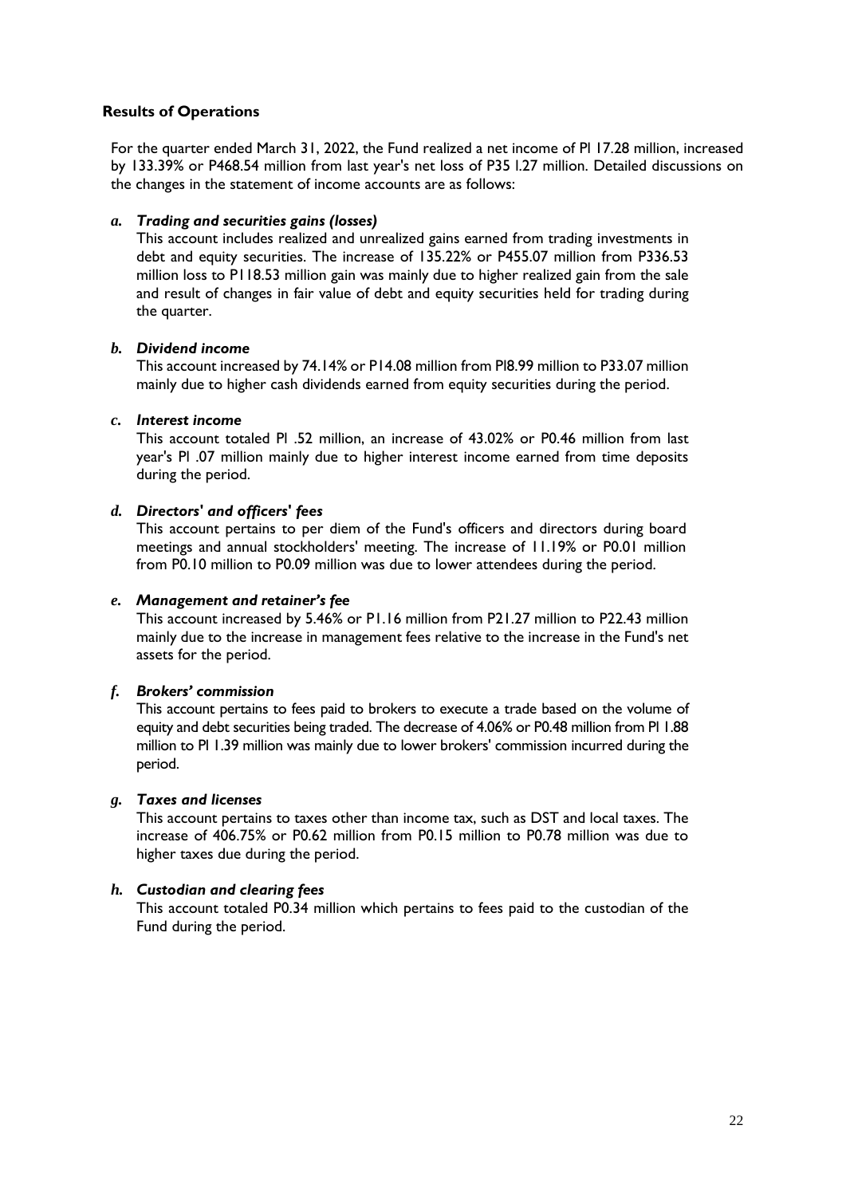**Results of Operations**

For the quarter ended March 31, 2022, the Fund realized a net income of Pl 17.28 million, increased by 133.39% or P468.54 million from last year's net loss of P35 l.27 million. Detailed discussions on the changes in the statement of income accounts are as follows:

*a. **Trading and securities gains (losses)***

This account includes realized and unrealized gains earned from trading investments in debt and equity securities. The increase of 135.22% or P455.07 million from P336.53 million loss to P118.53 million gain was mainly due to higher realized gain from the sale and result of changes in fair value of debt and equity securities held for trading during the quarter.

*b. **Dividend income***

This account increased by 74.14% or P14.08 million from Pl8.99 million to P33.07 million mainly due to higher cash dividends earned from equity securities during the period.

*c. **Interest income***

This account totaled Pl .52 million, an increase of 43.02% or P0.46 million from last year's Pl .07 million mainly due to higher interest income earned from time deposits during the period.

*d. **Directors' and officers' fees***

This account pertains to per diem of the Fund's officers and directors during board meetings and annual stockholders' meeting. The increase of 11.19% or P0.01 million from P0.10 million to P0.09 million was due to lower attendees during the period.

*e. **Management and retainer's fee***

This account increased by 5.46% or P1.16 million from P21.27 million to P22.43 million mainly due to the increase in management fees relative to the increase in the Fund's net assets for the period.

*f. **Brokers' commission***

This account pertains to fees paid to brokers to execute a trade based on the volume of equity and debt securities being traded. The decrease of 4.06% or P0.48 million from Pl 1.88 million to Pl 1.39 million was mainly due to lower brokers' commission incurred during the period.

*g. **Taxes and licenses***

This account pertains to taxes other than income tax, such as DST and local taxes. The increase of 406.75% or P0.62 million from P0.15 million to P0.78 million was due to higher taxes due during the period.

*h. **Custodian and clearing fees***

This account totaled P0.34 million which pertains to fees paid to the custodian of the Fund during the period.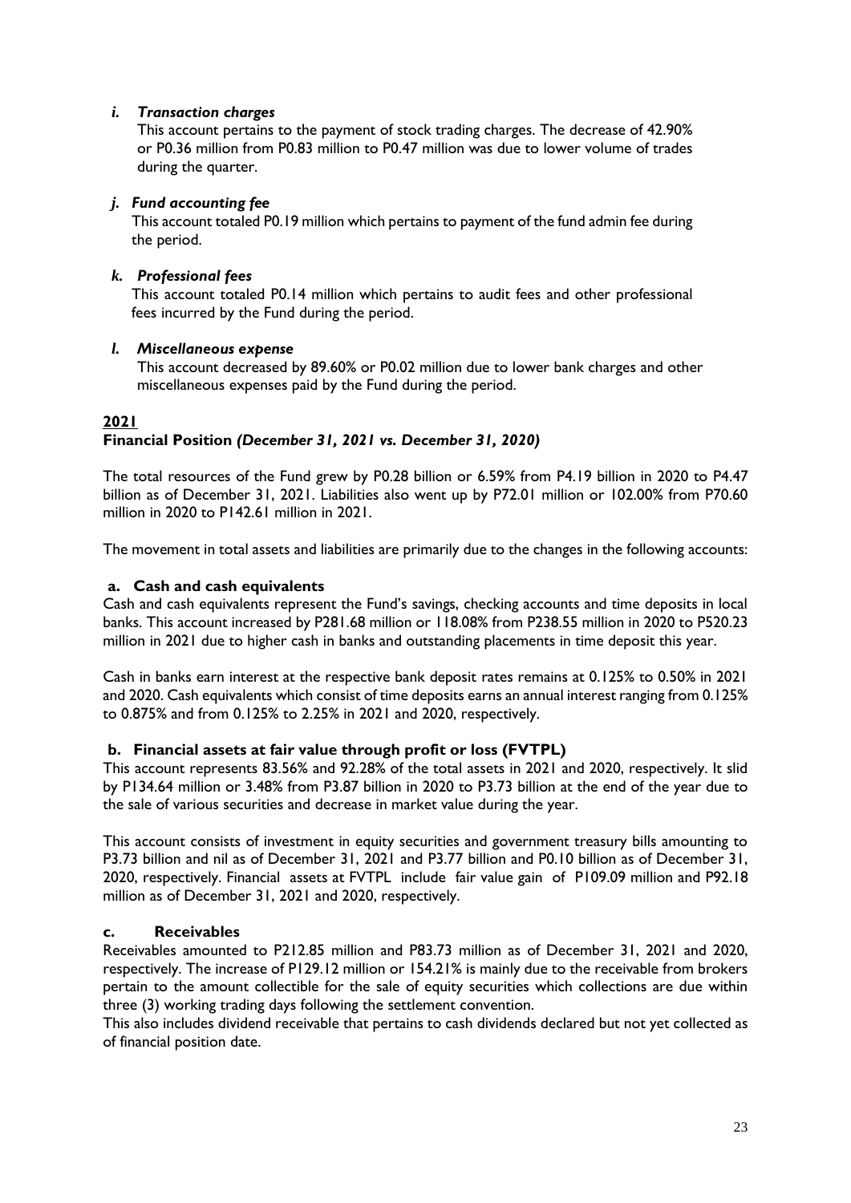### *i. Transaction charges*

This account pertains to the payment of stock trading charges. The decrease of 42.90% or P0.36 million from P0.83 million to P0.47 million was due to lower volume of trades during the quarter.

### *j. Fund accounting fee*

This account totaled P0.19 million which pertains to payment of the fund admin fee during the period.

### *k. Professional fees*

This account totaled P0.14 million which pertains to audit fees and other professional fees incurred by the Fund during the period.

### *l. Miscellaneous expense*

This account decreased by 89.60% or P0.02 million due to lower bank charges and other miscellaneous expenses paid by the Fund during the period.

## **2021**

### **Financial Position *(December 31, 2021 vs. December 31, 2020)***

The total resources of the Fund grew by P0.28 billion or 6.59% from P4.19 billion in 2020 to P4.47 billion as of December 31, 2021. Liabilities also went up by P72.01 million or 102.00% from P70.60 million in 2020 to P142.61 million in 2021.

The movement in total assets and liabilities are primarily due to the changes in the following accounts:

#### **a. Cash and cash equivalents**

Cash and cash equivalents represent the Fund's savings, checking accounts and time deposits in local banks. This account increased by P281.68 million or 118.08% from P238.55 million in 2020 to P520.23 million in 2021 due to higher cash in banks and outstanding placements in time deposit this year.

Cash in banks earn interest at the respective bank deposit rates remains at 0.125% to 0.50% in 2021 and 2020. Cash equivalents which consist of time deposits earns an annual interest ranging from 0.125% to 0.875% and from 0.125% to 2.25% in 2021 and 2020, respectively.

#### **b. Financial assets at fair value through profit or loss (FVTPL)**

This account represents 83.56% and 92.28% of the total assets in 2021 and 2020, respectively. It slid by P134.64 million or 3.48% from P3.87 billion in 2020 to P3.73 billion at the end of the year due to the sale of various securities and decrease in market value during the year.

This account consists of investment in equity securities and government treasury bills amounting to P3.73 billion and nil as of December 31, 2021 and P3.77 billion and P0.10 billion as of December 31, 2020, respectively. Financial assets at FVTPL include fair value gain of P109.09 million and P92.18 million as of December 31, 2021 and 2020, respectively.

#### **c. Receivables**

Receivables amounted to P212.85 million and P83.73 million as of December 31, 2021 and 2020, respectively. The increase of P129.12 million or 154.21% is mainly due to the receivable from brokers pertain to the amount collectible for the sale of equity securities which collections are due within three (3) working trading days following the settlement convention.

This also includes dividend receivable that pertains to cash dividends declared but not yet collected as of financial position date.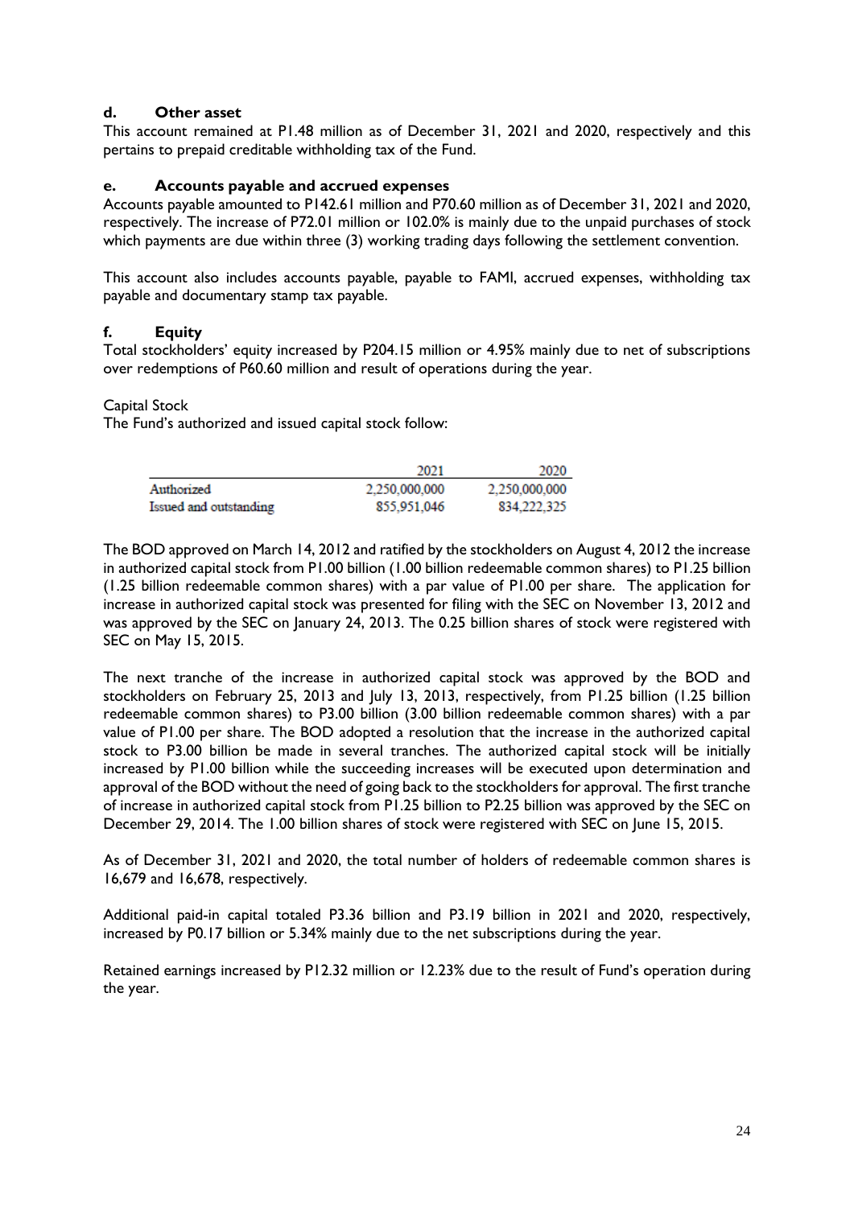### d. Other asset

This account remained at P1.48 million as of December 31, 2021 and 2020, respectively and this pertains to prepaid creditable withholding tax of the Fund.

### e. Accounts payable and accrued expenses

Accounts payable amounted to P142.61 million and P70.60 million as of December 31, 2021 and 2020, respectively. The increase of P72.01 million or 102.0% is mainly due to the unpaid purchases of stock which payments are due within three (3) working trading days following the settlement convention.

This account also includes accounts payable, payable to FAMI, accrued expenses, withholding tax payable and documentary stamp tax payable.

### f. Equity

Total stockholders' equity increased by P204.15 million or 4.95% mainly due to net of subscriptions over redemptions of P60.60 million and result of operations during the year.

Capital Stock

The Fund's authorized and issued capital stock follow:

| | 2021 | 2020 |
|---|---|---|
| Authorized | 2,250,000,000 | 2,250,000,000 |
| Issued and outstanding | 855,951,046 | 834,222,325 |

The BOD approved on March 14, 2012 and ratified by the stockholders on August 4, 2012 the increase in authorized capital stock from P1.00 billion (1.00 billion redeemable common shares) to P1.25 billion (1.25 billion redeemable common shares) with a par value of P1.00 per share. The application for increase in authorized capital stock was presented for filing with the SEC on November 13, 2012 and was approved by the SEC on January 24, 2013. The 0.25 billion shares of stock were registered with SEC on May 15, 2015.

The next tranche of the increase in authorized capital stock was approved by the BOD and stockholders on February 25, 2013 and July 13, 2013, respectively, from P1.25 billion (1.25 billion redeemable common shares) to P3.00 billion (3.00 billion redeemable common shares) with a par value of P1.00 per share. The BOD adopted a resolution that the increase in the authorized capital stock to P3.00 billion be made in several tranches. The authorized capital stock will be initially increased by P1.00 billion while the succeeding increases will be executed upon determination and approval of the BOD without the need of going back to the stockholders for approval. The first tranche of increase in authorized capital stock from P1.25 billion to P2.25 billion was approved by the SEC on December 29, 2014. The 1.00 billion shares of stock were registered with SEC on June 15, 2015.

As of December 31, 2021 and 2020, the total number of holders of redeemable common shares is 16,679 and 16,678, respectively.

Additional paid-in capital totaled P3.36 billion and P3.19 billion in 2021 and 2020, respectively, increased by P0.17 billion or 5.34% mainly due to the net subscriptions during the year.

Retained earnings increased by P12.32 million or 12.23% due to the result of Fund's operation during the year.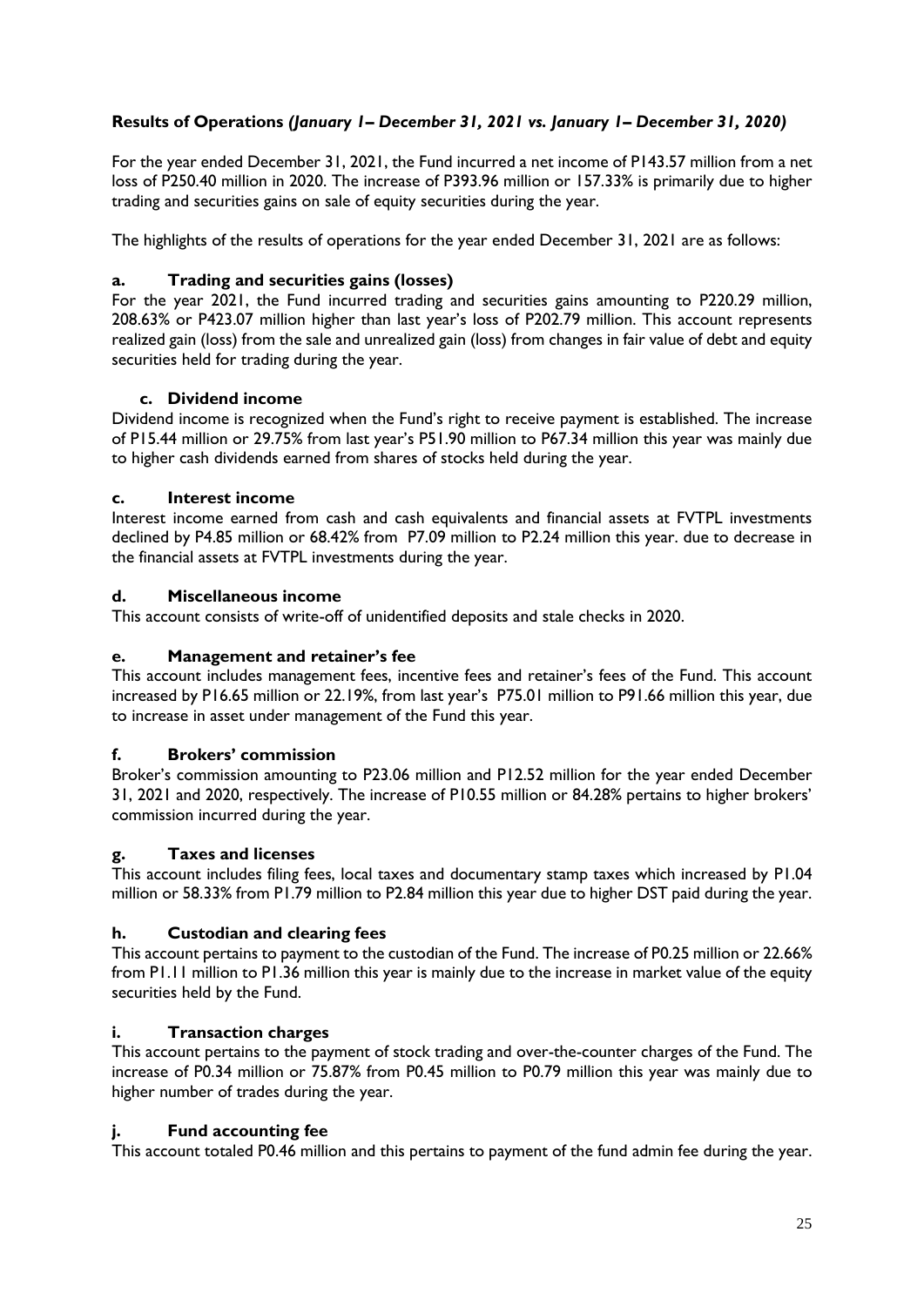## Results of Operations *(January 1– December 31, 2021 vs. January 1– December 31, 2020)*

For the year ended December 31, 2021, the Fund incurred a net income of P143.57 million from a net loss of P250.40 million in 2020. The increase of P393.96 million or 157.33% is primarily due to higher trading and securities gains on sale of equity securities during the year.

The highlights of the results of operations for the year ended December 31, 2021 are as follows:

### a. Trading and securities gains (losses)

For the year 2021, the Fund incurred trading and securities gains amounting to P220.29 million, 208.63% or P423.07 million higher than last year's loss of P202.79 million. This account represents realized gain (loss) from the sale and unrealized gain (loss) from changes in fair value of debt and equity securities held for trading during the year.

### c. Dividend income

Dividend income is recognized when the Fund's right to receive payment is established. The increase of P15.44 million or 29.75% from last year's P51.90 million to P67.34 million this year was mainly due to higher cash dividends earned from shares of stocks held during the year.

### c. Interest income

Interest income earned from cash and cash equivalents and financial assets at FVTPL investments declined by P4.85 million or 68.42% from P7.09 million to P2.24 million this year. due to decrease in the financial assets at FVTPL investments during the year.

### d. Miscellaneous income

This account consists of write-off of unidentified deposits and stale checks in 2020.

### e. Management and retainer's fee

This account includes management fees, incentive fees and retainer's fees of the Fund. This account increased by P16.65 million or 22.19%, from last year's P75.01 million to P91.66 million this year, due to increase in asset under management of the Fund this year.

### f. Brokers' commission

Broker's commission amounting to P23.06 million and P12.52 million for the year ended December 31, 2021 and 2020, respectively. The increase of P10.55 million or 84.28% pertains to higher brokers' commission incurred during the year.

### g. Taxes and licenses

This account includes filing fees, local taxes and documentary stamp taxes which increased by P1.04 million or 58.33% from P1.79 million to P2.84 million this year due to higher DST paid during the year.

### h. Custodian and clearing fees

This account pertains to payment to the custodian of the Fund. The increase of P0.25 million or 22.66% from P1.11 million to P1.36 million this year is mainly due to the increase in market value of the equity securities held by the Fund.

### i. Transaction charges

This account pertains to the payment of stock trading and over-the-counter charges of the Fund. The increase of P0.34 million or 75.87% from P0.45 million to P0.79 million this year was mainly due to higher number of trades during the year.

### j. Fund accounting fee

This account totaled P0.46 million and this pertains to payment of the fund admin fee during the year.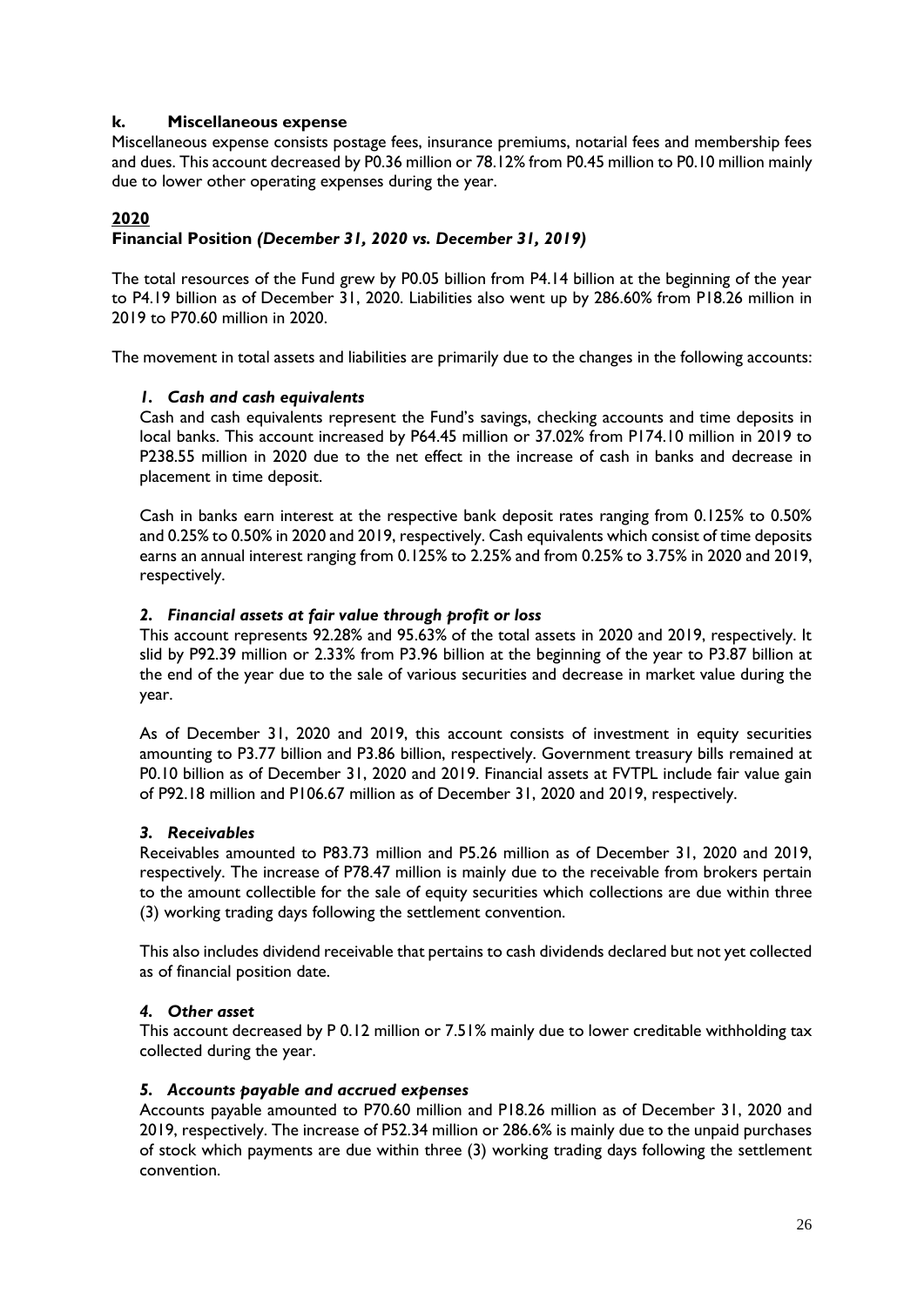### k. Miscellaneous expense

Miscellaneous expense consists postage fees, insurance premiums, notarial fees and membership fees and dues. This account decreased by P0.36 million or 78.12% from P0.45 million to P0.10 million mainly due to lower other operating expenses during the year.

## 2020

### Financial Position *(December 31, 2020 vs. December 31, 2019)*

The total resources of the Fund grew by P0.05 billion from P4.14 billion at the beginning of the year to P4.19 billion as of December 31, 2020. Liabilities also went up by 286.60% from P18.26 million in 2019 to P70.60 million in 2020.

The movement in total assets and liabilities are primarily due to the changes in the following accounts:

#### *1. Cash and cash equivalents*

Cash and cash equivalents represent the Fund's savings, checking accounts and time deposits in local banks. This account increased by P64.45 million or 37.02% from P174.10 million in 2019 to P238.55 million in 2020 due to the net effect in the increase of cash in banks and decrease in placement in time deposit.

Cash in banks earn interest at the respective bank deposit rates ranging from 0.125% to 0.50% and 0.25% to 0.50% in 2020 and 2019, respectively. Cash equivalents which consist of time deposits earns an annual interest ranging from 0.125% to 2.25% and from 0.25% to 3.75% in 2020 and 2019, respectively.

#### *2. Financial assets at fair value through profit or loss*

This account represents 92.28% and 95.63% of the total assets in 2020 and 2019, respectively. It slid by P92.39 million or 2.33% from P3.96 billion at the beginning of the year to P3.87 billion at the end of the year due to the sale of various securities and decrease in market value during the year.

As of December 31, 2020 and 2019, this account consists of investment in equity securities amounting to P3.77 billion and P3.86 billion, respectively. Government treasury bills remained at P0.10 billion as of December 31, 2020 and 2019. Financial assets at FVTPL include fair value gain of P92.18 million and P106.67 million as of December 31, 2020 and 2019, respectively.

#### *3. Receivables*

Receivables amounted to P83.73 million and P5.26 million as of December 31, 2020 and 2019, respectively. The increase of P78.47 million is mainly due to the receivable from brokers pertain to the amount collectible for the sale of equity securities which collections are due within three (3) working trading days following the settlement convention.

This also includes dividend receivable that pertains to cash dividends declared but not yet collected as of financial position date.

#### *4. Other asset*

This account decreased by P 0.12 million or 7.51% mainly due to lower creditable withholding tax collected during the year.

#### *5. Accounts payable and accrued expenses*

Accounts payable amounted to P70.60 million and P18.26 million as of December 31, 2020 and 2019, respectively. The increase of P52.34 million or 286.6% is mainly due to the unpaid purchases of stock which payments are due within three (3) working trading days following the settlement convention.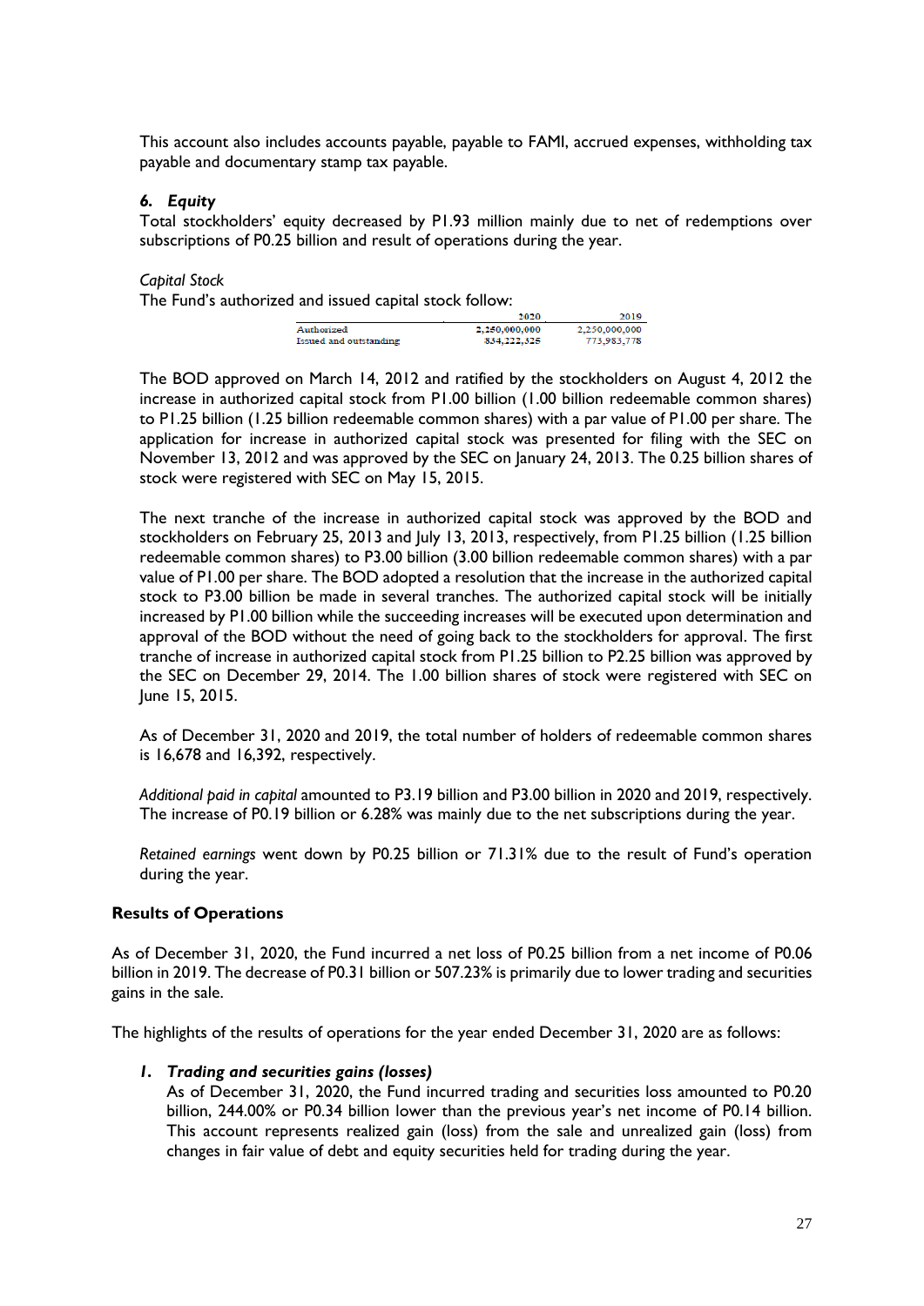This account also includes accounts payable, payable to FAMI, accrued expenses, withholding tax payable and documentary stamp tax payable.

### *6. Equity*

Total stockholders' equity decreased by P1.93 million mainly due to net of redemptions over subscriptions of P0.25 billion and result of operations during the year.

*Capital Stock*

The Fund's authorized and issued capital stock follow:

| | 2020 | 2019 |
|---|---|---|
| Authorized | 2,250,000,000 | 2,250,000,000 |
| Issued and outstanding | 854,222,525 | 773,983,778 |

The BOD approved on March 14, 2012 and ratified by the stockholders on August 4, 2012 the increase in authorized capital stock from P1.00 billion (1.00 billion redeemable common shares) to P1.25 billion (1.25 billion redeemable common shares) with a par value of P1.00 per share. The application for increase in authorized capital stock was presented for filing with the SEC on November 13, 2012 and was approved by the SEC on January 24, 2013. The 0.25 billion shares of stock were registered with SEC on May 15, 2015.

The next tranche of the increase in authorized capital stock was approved by the BOD and stockholders on February 25, 2013 and July 13, 2013, respectively, from P1.25 billion (1.25 billion redeemable common shares) to P3.00 billion (3.00 billion redeemable common shares) with a par value of P1.00 per share. The BOD adopted a resolution that the increase in the authorized capital stock to P3.00 billion be made in several tranches. The authorized capital stock will be initially increased by P1.00 billion while the succeeding increases will be executed upon determination and approval of the BOD without the need of going back to the stockholders for approval. The first tranche of increase in authorized capital stock from P1.25 billion to P2.25 billion was approved by the SEC on December 29, 2014. The 1.00 billion shares of stock were registered with SEC on June 15, 2015.

As of December 31, 2020 and 2019, the total number of holders of redeemable common shares is 16,678 and 16,392, respectively.

*Additional paid in capital* amounted to P3.19 billion and P3.00 billion in 2020 and 2019, respectively. The increase of P0.19 billion or 6.28% was mainly due to the net subscriptions during the year.

*Retained earnings* went down by P0.25 billion or 71.31% due to the result of Fund's operation during the year.

## **Results of Operations**

As of December 31, 2020, the Fund incurred a net loss of P0.25 billion from a net income of P0.06 billion in 2019. The decrease of P0.31 billion or 507.23% is primarily due to lower trading and securities gains in the sale.

The highlights of the results of operations for the year ended December 31, 2020 are as follows:

### *1. Trading and securities gains (losses)*

As of December 31, 2020, the Fund incurred trading and securities loss amounted to P0.20 billion, 244.00% or P0.34 billion lower than the previous year's net income of P0.14 billion. This account represents realized gain (loss) from the sale and unrealized gain (loss) from changes in fair value of debt and equity securities held for trading during the year.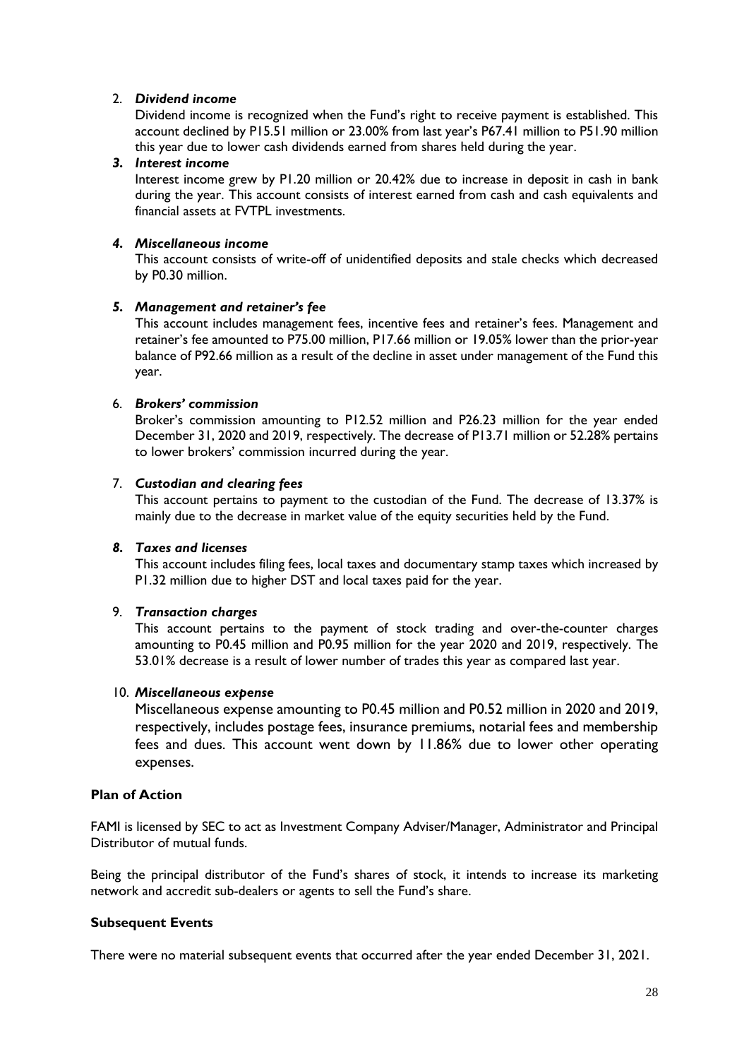2. ***Dividend income***

   Dividend income is recognized when the Fund's right to receive payment is established. This account declined by P15.51 million or 23.00% from last year's P67.41 million to P51.90 million this year due to lower cash dividends earned from shares held during the year.

3. ***Interest income***

   Interest income grew by P1.20 million or 20.42% due to increase in deposit in cash in bank during the year. This account consists of interest earned from cash and cash equivalents and financial assets at FVTPL investments.

4. ***Miscellaneous income***

   This account consists of write-off of unidentified deposits and stale checks which decreased by P0.30 million.

5. ***Management and retainer's fee***

   This account includes management fees, incentive fees and retainer's fees. Management and retainer's fee amounted to P75.00 million, P17.66 million or 19.05% lower than the prior-year balance of P92.66 million as a result of the decline in asset under management of the Fund this year.

6. ***Brokers' commission***

   Broker's commission amounting to P12.52 million and P26.23 million for the year ended December 31, 2020 and 2019, respectively. The decrease of P13.71 million or 52.28% pertains to lower brokers' commission incurred during the year.

7. ***Custodian and clearing fees***

   This account pertains to payment to the custodian of the Fund. The decrease of 13.37% is mainly due to the decrease in market value of the equity securities held by the Fund.

8. ***Taxes and licenses***

   This account includes filing fees, local taxes and documentary stamp taxes which increased by P1.32 million due to higher DST and local taxes paid for the year.

9. ***Transaction charges***

   This account pertains to the payment of stock trading and over-the-counter charges amounting to P0.45 million and P0.95 million for the year 2020 and 2019, respectively. The 53.01% decrease is a result of lower number of trades this year as compared last year.

10. ***Miscellaneous expense***

    Miscellaneous expense amounting to P0.45 million and P0.52 million in 2020 and 2019, respectively, includes postage fees, insurance premiums, notarial fees and membership fees and dues. This account went down by 11.86% due to lower other operating expenses.

**Plan of Action**

FAMI is licensed by SEC to act as Investment Company Adviser/Manager, Administrator and Principal Distributor of mutual funds.

Being the principal distributor of the Fund's shares of stock, it intends to increase its marketing network and accredit sub-dealers or agents to sell the Fund's share.

**Subsequent Events**

There were no material subsequent events that occurred after the year ended December 31, 2021.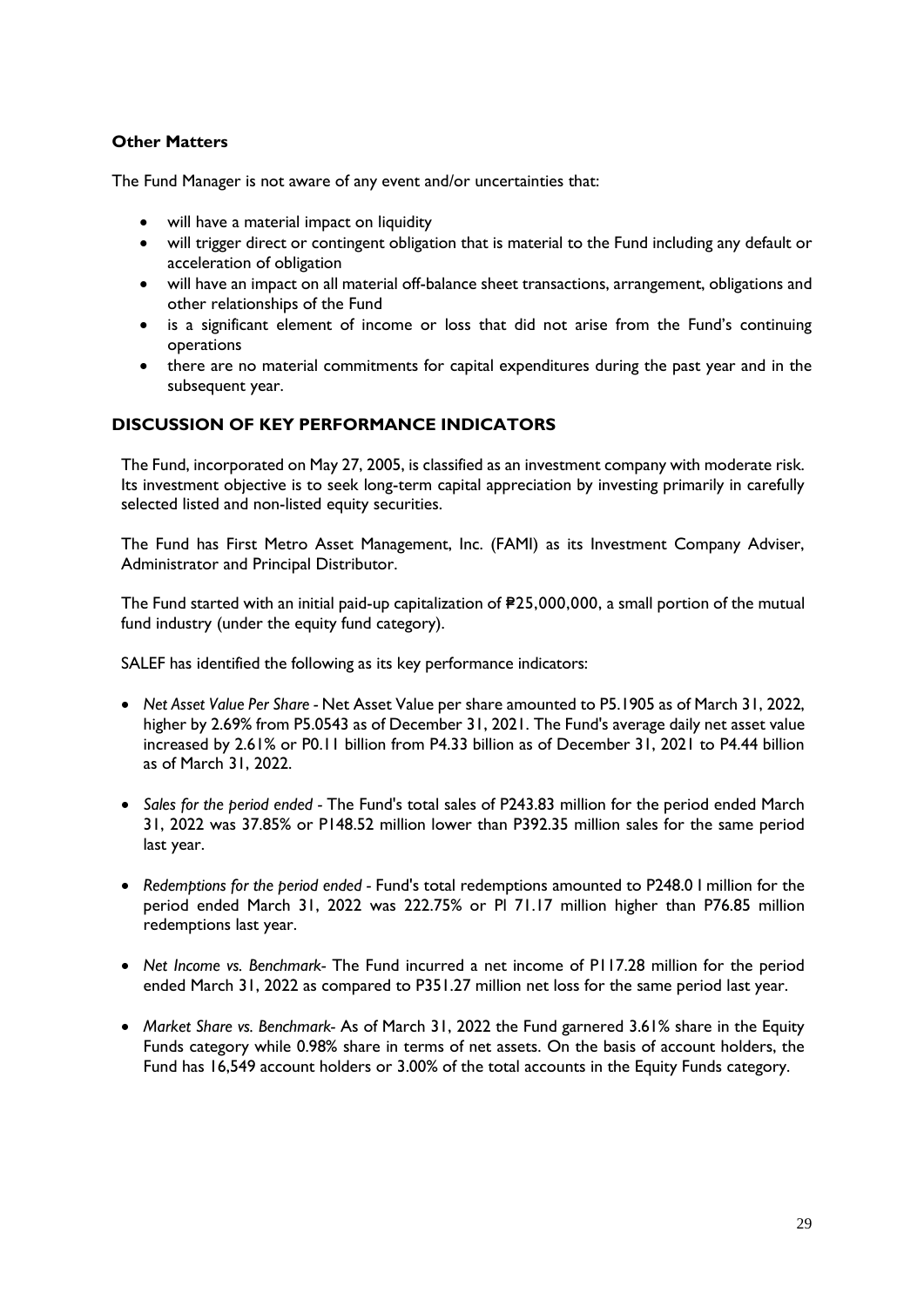**Other Matters**

The Fund Manager is not aware of any event and/or uncertainties that:

- will have a material impact on liquidity
- will trigger direct or contingent obligation that is material to the Fund including any default or acceleration of obligation
- will have an impact on all material off-balance sheet transactions, arrangement, obligations and other relationships of the Fund
- is a significant element of income or loss that did not arise from the Fund's continuing operations
- there are no material commitments for capital expenditures during the past year and in the subsequent year.

## DISCUSSION OF KEY PERFORMANCE INDICATORS

The Fund, incorporated on May 27, 2005, is classified as an investment company with moderate risk. Its investment objective is to seek long-term capital appreciation by investing primarily in carefully selected listed and non-listed equity securities.

The Fund has First Metro Asset Management, Inc. (FAMI) as its Investment Company Adviser, Administrator and Principal Distributor.

The Fund started with an initial paid-up capitalization of ₱25,000,000, a small portion of the mutual fund industry (under the equity fund category).

SALEF has identified the following as its key performance indicators:

- *Net Asset Value Per Share* - Net Asset Value per share amounted to P5.1905 as of March 31, 2022, higher by 2.69% from P5.0543 as of December 31, 2021. The Fund's average daily net asset value increased by 2.61% or P0.11 billion from P4.33 billion as of December 31, 2021 to P4.44 billion as of March 31, 2022.
- *Sales for the period ended* - The Fund's total sales of P243.83 million for the period ended March 31, 2022 was 37.85% or P148.52 million lower than P392.35 million sales for the same period last year.
- *Redemptions for the period ended* - Fund's total redemptions amounted to P248.0 l million for the period ended March 31, 2022 was 222.75% or Pl 71.17 million higher than P76.85 million redemptions last year.
- *Net Income vs. Benchmark*- The Fund incurred a net income of P117.28 million for the period ended March 31, 2022 as compared to P351.27 million net loss for the same period last year.
- *Market Share vs. Benchmark*- As of March 31, 2022 the Fund garnered 3.61% share in the Equity Funds category while 0.98% share in terms of net assets. On the basis of account holders, the Fund has 16,549 account holders or 3.00% of the total accounts in the Equity Funds category.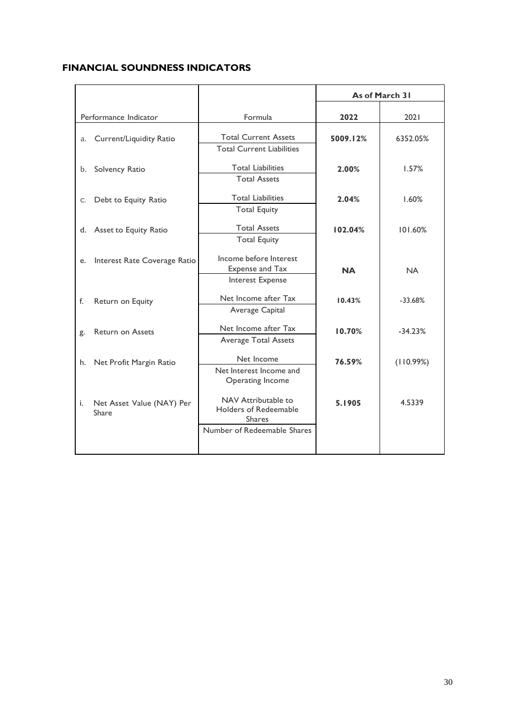## FINANCIAL SOUNDNESS INDICATORS

| Performance Indicator | Formula | As of March 31 | |
|---|---|---|---|
| | | **2022** | 2021 |
| a. Current/Liquidity Ratio | Total Current Assets / Total Current Liabilities | **5009.12%** | 6352.05% |
| b. Solvency Ratio | Total Liabilities / Total Assets | **2.00%** | 1.57% |
| c. Debt to Equity Ratio | Total Liabilities / Total Equity | **2.04%** | 1.60% |
| d. Asset to Equity Ratio | Total Assets / Total Equity | **102.04%** | 101.60% |
| e. Interest Rate Coverage Ratio | Income before Interest Expense and Tax / Interest Expense | **NA** | NA |
| f. Return on Equity | Net Income after Tax / Average Capital | **10.43%** | -33.68% |
| g. Return on Assets | Net Income after Tax / Average Total Assets | **10.70%** | -34.23% |
| h. Net Profit Margin Ratio | Net Income / Net Interest Income and Operating Income | **76.59%** | (110.99%) |
| i. Net Asset Value (NAY) Per Share | NAV Attributable to Holders of Redeemable Shares / Number of Redeemable Shares | **5.1905** | 4.5339 |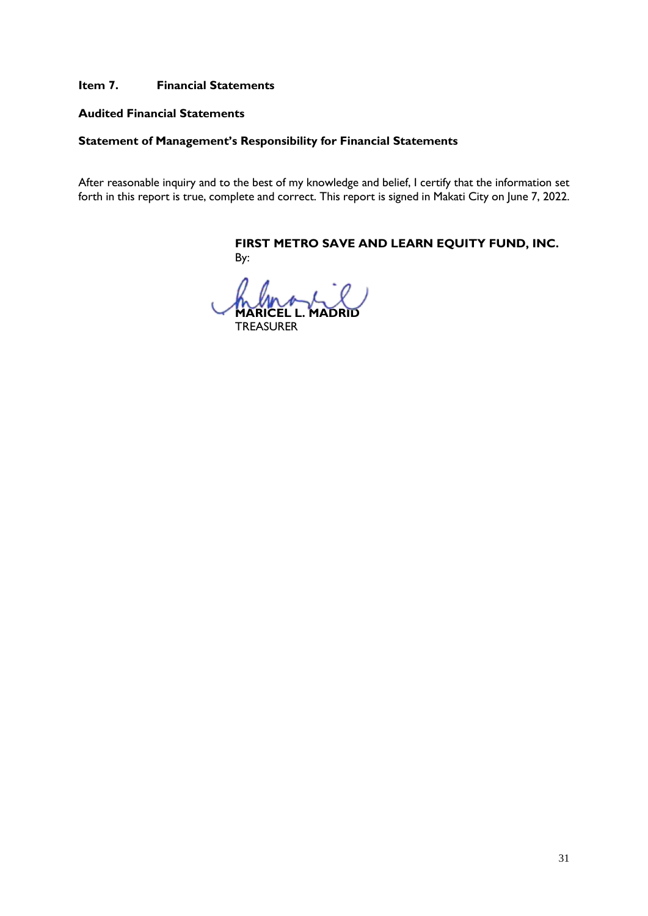**Item 7. Financial Statements**

**Audited Financial Statements**

**Statement of Management's Responsibility for Financial Statements**

After reasonable inquiry and to the best of my knowledge and belief, I certify that the information set forth in this report is true, complete and correct. This report is signed in Makati City on June 7, 2022.

**FIRST METRO SAVE AND LEARN EQUITY FUND, INC.**
By:

**MARICEL L. MADRID**
TREASURER